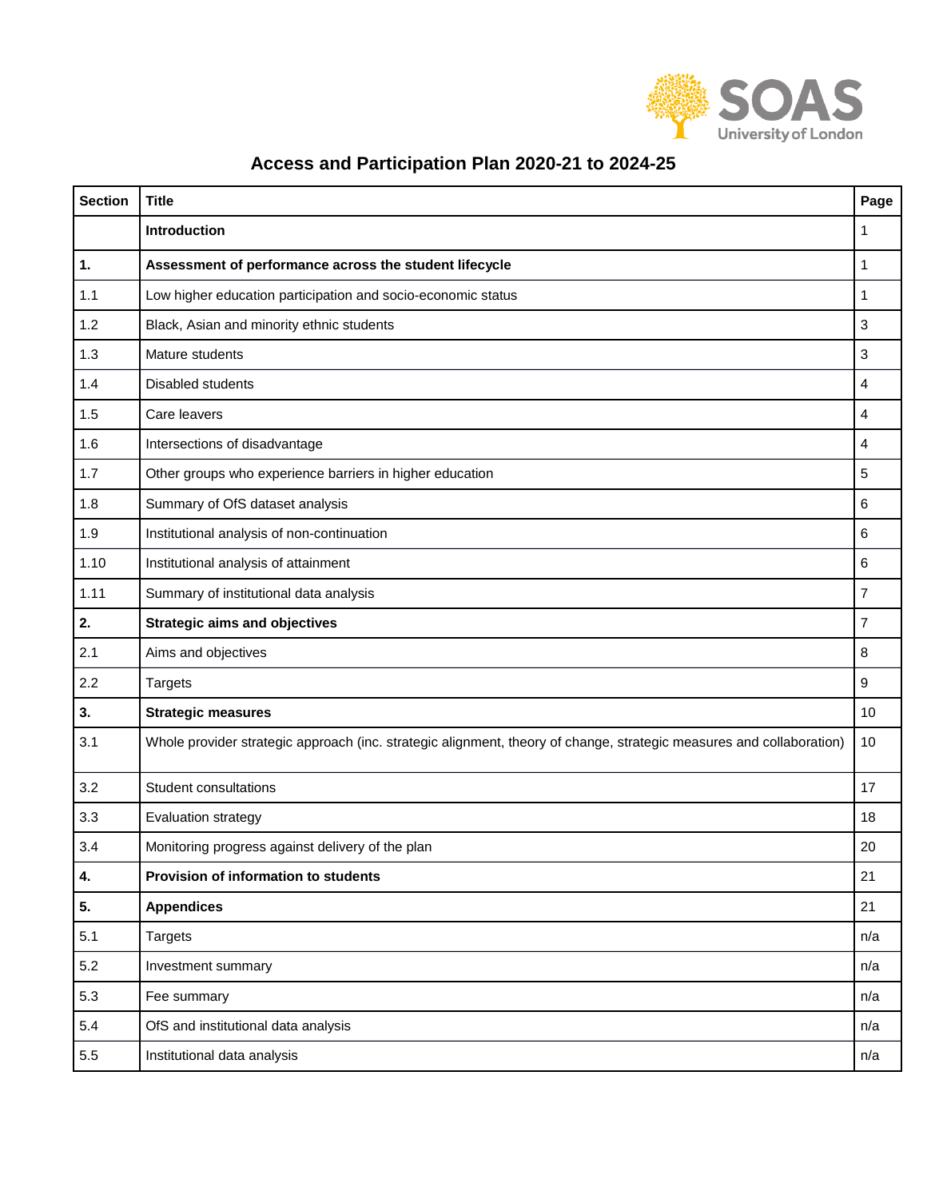SOAS University of London

# Access and Participation Plan 2020-21 to 2024-25

| Section | Title | Page |
|---|---|---|
| | **Introduction** | 1 |
| **1.** | **Assessment of performance across the student lifecycle** | 1 |
| 1.1 | Low higher education participation and socio-economic status | 1 |
| 1.2 | Black, Asian and minority ethnic students | 3 |
| 1.3 | Mature students | 3 |
| 1.4 | Disabled students | 4 |
| 1.5 | Care leavers | 4 |
| 1.6 | Intersections of disadvantage | 4 |
| 1.7 | Other groups who experience barriers in higher education | 5 |
| 1.8 | Summary of OfS dataset analysis | 6 |
| 1.9 | Institutional analysis of non-continuation | 6 |
| 1.10 | Institutional analysis of attainment | 6 |
| 1.11 | Summary of institutional data analysis | 7 |
| **2.** | **Strategic aims and objectives** | 7 |
| 2.1 | Aims and objectives | 8 |
| 2.2 | Targets | 9 |
| **3.** | **Strategic measures** | 10 |
| 3.1 | Whole provider strategic approach (inc. strategic alignment, theory of change, strategic measures and collaboration) | 10 |
| 3.2 | Student consultations | 17 |
| 3.3 | Evaluation strategy | 18 |
| 3.4 | Monitoring progress against delivery of the plan | 20 |
| **4.** | **Provision of information to students** | 21 |
| **5.** | **Appendices** | 21 |
| 5.1 | Targets | n/a |
| 5.2 | Investment summary | n/a |
| 5.3 | Fee summary | n/a |
| 5.4 | OfS and institutional data analysis | n/a |
| 5.5 | Institutional data analysis | n/a |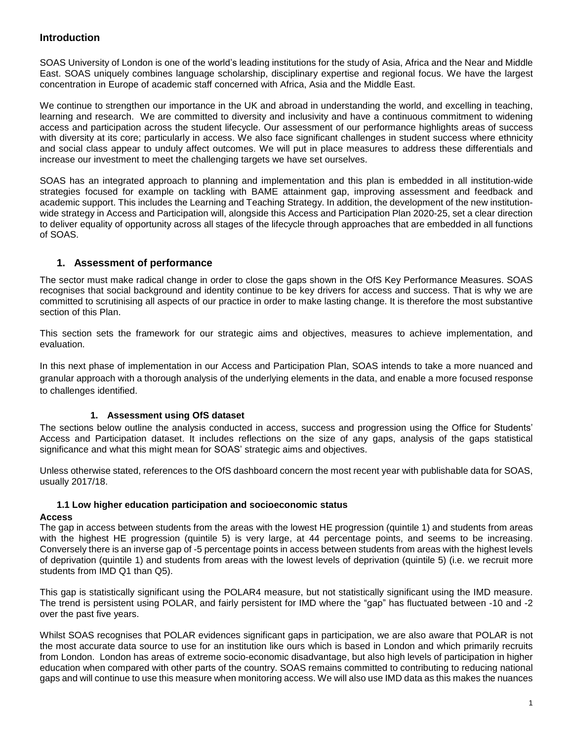## Introduction

SOAS University of London is one of the world's leading institutions for the study of Asia, Africa and the Near and Middle East. SOAS uniquely combines language scholarship, disciplinary expertise and regional focus. We have the largest concentration in Europe of academic staff concerned with Africa, Asia and the Middle East.

We continue to strengthen our importance in the UK and abroad in understanding the world, and excelling in teaching, learning and research. We are committed to diversity and inclusivity and have a continuous commitment to widening access and participation across the student lifecycle. Our assessment of our performance highlights areas of success with diversity at its core; particularly in access. We also face significant challenges in student success where ethnicity and social class appear to unduly affect outcomes. We will put in place measures to address these differentials and increase our investment to meet the challenging targets we have set ourselves.

SOAS has an integrated approach to planning and implementation and this plan is embedded in all institution-wide strategies focused for example on tackling with BAME attainment gap, improving assessment and feedback and academic support. This includes the Learning and Teaching Strategy. In addition, the development of the new institution-wide strategy in Access and Participation will, alongside this Access and Participation Plan 2020-25, set a clear direction to deliver equality of opportunity across all stages of the lifecycle through approaches that are embedded in all functions of SOAS.

## 1. Assessment of performance

The sector must make radical change in order to close the gaps shown in the OfS Key Performance Measures. SOAS recognises that social background and identity continue to be key drivers for access and success. That is why we are committed to scrutinising all aspects of our practice in order to make lasting change. It is therefore the most substantive section of this Plan.

This section sets the framework for our strategic aims and objectives, measures to achieve implementation, and evaluation.

In this next phase of implementation in our Access and Participation Plan, SOAS intends to take a more nuanced and granular approach with a thorough analysis of the underlying elements in the data, and enable a more focused response to challenges identified.

### 1. Assessment using OfS dataset

The sections below outline the analysis conducted in access, success and progression using the Office for Students' Access and Participation dataset. It includes reflections on the size of any gaps, analysis of the gaps statistical significance and what this might mean for SOAS' strategic aims and objectives.

Unless otherwise stated, references to the OfS dashboard concern the most recent year with publishable data for SOAS, usually 2017/18.

#### 1.1 Low higher education participation and socioeconomic status

**Access**

The gap in access between students from the areas with the lowest HE progression (quintile 1) and students from areas with the highest HE progression (quintile 5) is very large, at 44 percentage points, and seems to be increasing. Conversely there is an inverse gap of -5 percentage points in access between students from areas with the highest levels of deprivation (quintile 1) and students from areas with the lowest levels of deprivation (quintile 5) (i.e. we recruit more students from IMD Q1 than Q5).

This gap is statistically significant using the POLAR4 measure, but not statistically significant using the IMD measure. The trend is persistent using POLAR, and fairly persistent for IMD where the "gap" has fluctuated between -10 and -2 over the past five years.

Whilst SOAS recognises that POLAR evidences significant gaps in participation, we are also aware that POLAR is not the most accurate data source to use for an institution like ours which is based in London and which primarily recruits from London. London has areas of extreme socio-economic disadvantage, but also high levels of participation in higher education when compared with other parts of the country. SOAS remains committed to contributing to reducing national gaps and will continue to use this measure when monitoring access. We will also use IMD data as this makes the nuances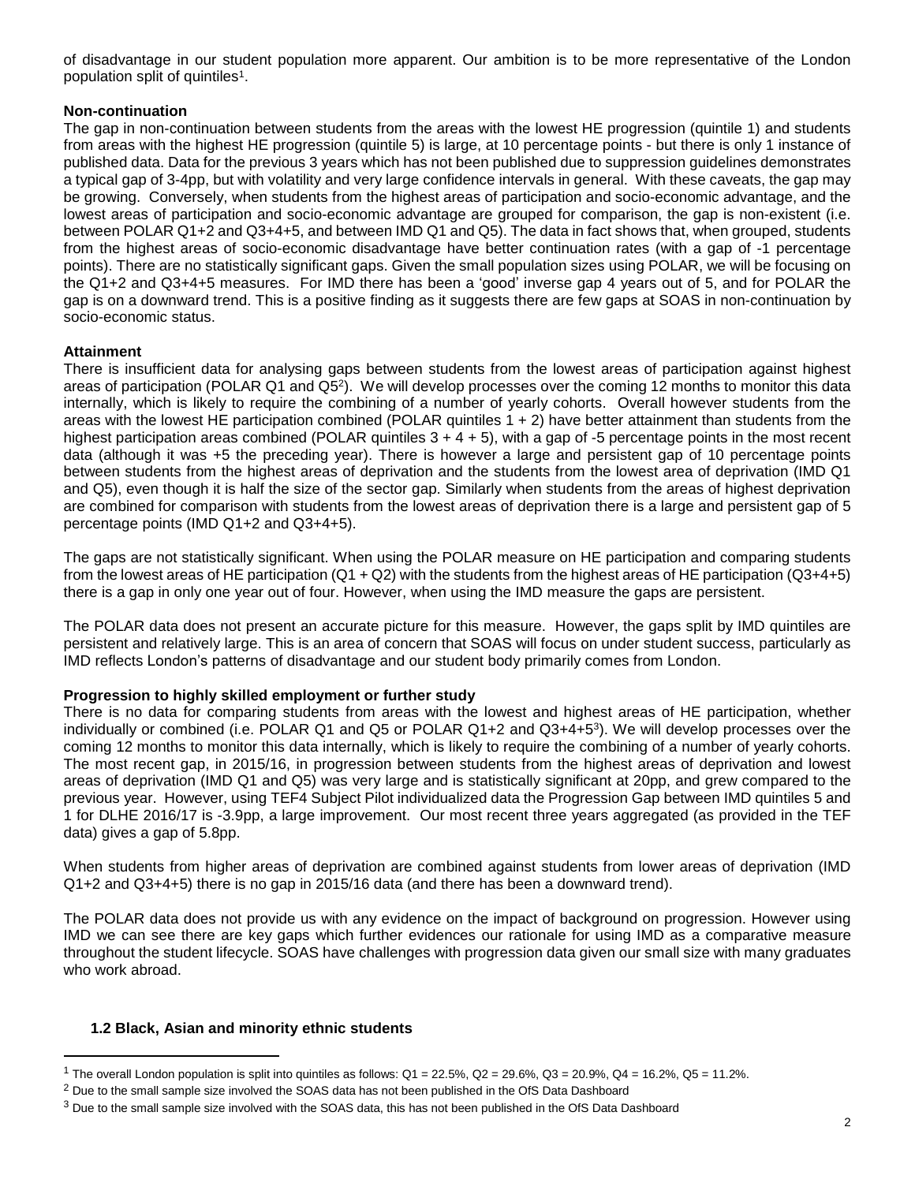of disadvantage in our student population more apparent. Our ambition is to be more representative of the London population split of quintiles[1].

**Non-continuation**

The gap in non-continuation between students from the areas with the lowest HE progression (quintile 1) and students from areas with the highest HE progression (quintile 5) is large, at 10 percentage points - but there is only 1 instance of published data. Data for the previous 3 years which has not been published due to suppression guidelines demonstrates a typical gap of 3-4pp, but with volatility and very large confidence intervals in general. With these caveats, the gap may be growing. Conversely, when students from the highest areas of participation and socio-economic advantage, and the lowest areas of participation and socio-economic advantage are grouped for comparison, the gap is non-existent (i.e. between POLAR Q1+2 and Q3+4+5, and between IMD Q1 and Q5). The data in fact shows that, when grouped, students from the highest areas of socio-economic disadvantage have better continuation rates (with a gap of -1 percentage points). There are no statistically significant gaps. Given the small population sizes using POLAR, we will be focusing on the Q1+2 and Q3+4+5 measures. For IMD there has been a 'good' inverse gap 4 years out of 5, and for POLAR the gap is on a downward trend. This is a positive finding as it suggests there are few gaps at SOAS in non-continuation by socio-economic status.

**Attainment**

There is insufficient data for analysing gaps between students from the lowest areas of participation against highest areas of participation (POLAR Q1 and Q5[2]). We will develop processes over the coming 12 months to monitor this data internally, which is likely to require the combining of a number of yearly cohorts. Overall however students from the areas with the lowest HE participation combined (POLAR quintiles 1 + 2) have better attainment than students from the highest participation areas combined (POLAR quintiles 3 + 4 + 5), with a gap of -5 percentage points in the most recent data (although it was +5 the preceding year). There is however a large and persistent gap of 10 percentage points between students from the highest areas of deprivation and the students from the lowest area of deprivation (IMD Q1 and Q5), even though it is half the size of the sector gap. Similarly when students from the areas of highest deprivation are combined for comparison with students from the lowest areas of deprivation there is a large and persistent gap of 5 percentage points (IMD Q1+2 and Q3+4+5).

The gaps are not statistically significant. When using the POLAR measure on HE participation and comparing students from the lowest areas of HE participation (Q1 + Q2) with the students from the highest areas of HE participation (Q3+4+5) there is a gap in only one year out of four. However, when using the IMD measure the gaps are persistent.

The POLAR data does not present an accurate picture for this measure. However, the gaps split by IMD quintiles are persistent and relatively large. This is an area of concern that SOAS will focus on under student success, particularly as IMD reflects London's patterns of disadvantage and our student body primarily comes from London.

**Progression to highly skilled employment or further study**

There is no data for comparing students from areas with the lowest and highest areas of HE participation, whether individually or combined (i.e. POLAR Q1 and Q5 or POLAR Q1+2 and Q3+4+5[3]). We will develop processes over the coming 12 months to monitor this data internally, which is likely to require the combining of a number of yearly cohorts. The most recent gap, in 2015/16, in progression between students from the highest areas of deprivation and lowest areas of deprivation (IMD Q1 and Q5) was very large and is statistically significant at 20pp, and grew compared to the previous year. However, using TEF4 Subject Pilot individualized data the Progression Gap between IMD quintiles 5 and 1 for DLHE 2016/17 is -3.9pp, a large improvement. Our most recent three years aggregated (as provided in the TEF data) gives a gap of 5.8pp.

When students from higher areas of deprivation are combined against students from lower areas of deprivation (IMD Q1+2 and Q3+4+5) there is no gap in 2015/16 data (and there has been a downward trend).

The POLAR data does not provide us with any evidence on the impact of background on progression. However using IMD we can see there are key gaps which further evidences our rationale for using IMD as a comparative measure throughout the student lifecycle. SOAS have challenges with progression data given our small size with many graduates who work abroad.

### 1.2 Black, Asian and minority ethnic students

[1] The overall London population is split into quintiles as follows: Q1 = 22.5%, Q2 = 29.6%, Q3 = 20.9%, Q4 = 16.2%, Q5 = 11.2%.

[2] Due to the small sample size involved the SOAS data has not been published in the OfS Data Dashboard

[3] Due to the small sample size involved with the SOAS data, this has not been published in the OfS Data Dashboard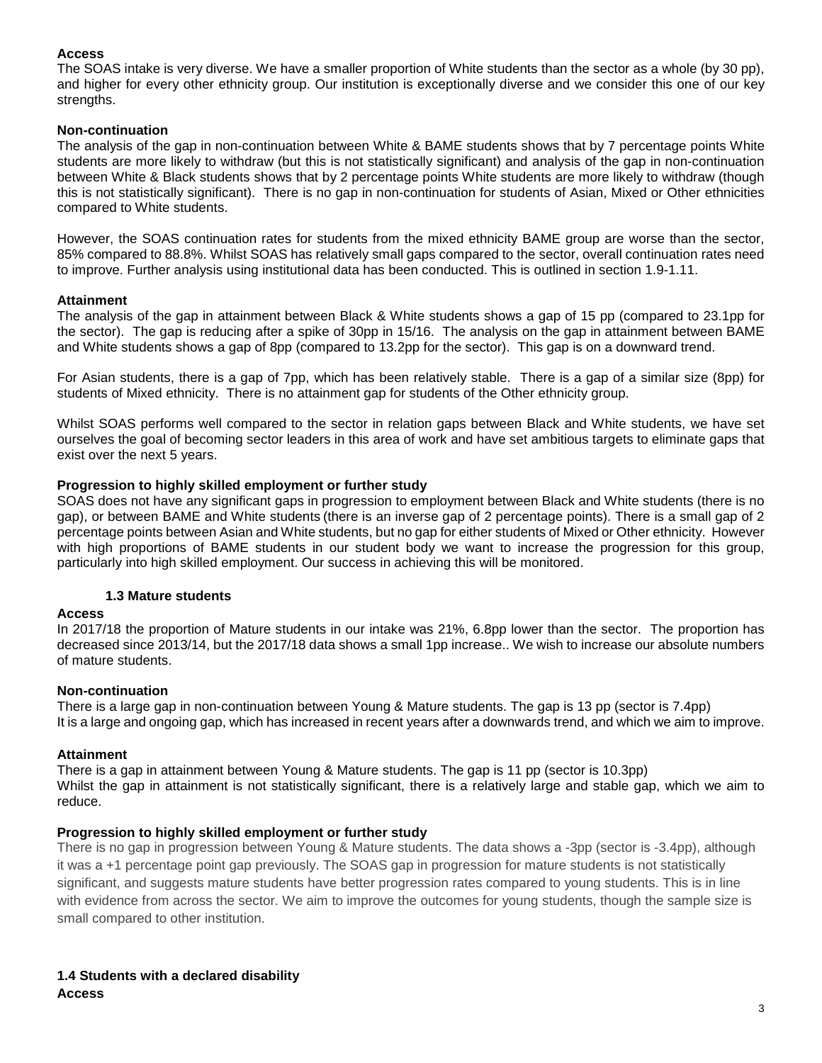**Access**

The SOAS intake is very diverse. We have a smaller proportion of White students than the sector as a whole (by 30 pp), and higher for every other ethnicity group. Our institution is exceptionally diverse and we consider this one of our key strengths.

**Non-continuation**

The analysis of the gap in non-continuation between White & BAME students shows that by 7 percentage points White students are more likely to withdraw (but this is not statistically significant) and analysis of the gap in non-continuation between White & Black students shows that by 2 percentage points White students are more likely to withdraw (though this is not statistically significant). There is no gap in non-continuation for students of Asian, Mixed or Other ethnicities compared to White students.

However, the SOAS continuation rates for students from the mixed ethnicity BAME group are worse than the sector, 85% compared to 88.8%. Whilst SOAS has relatively small gaps compared to the sector, overall continuation rates need to improve. Further analysis using institutional data has been conducted. This is outlined in section 1.9-1.11.

**Attainment**

The analysis of the gap in attainment between Black & White students shows a gap of 15 pp (compared to 23.1pp for the sector). The gap is reducing after a spike of 30pp in 15/16. The analysis on the gap in attainment between BAME and White students shows a gap of 8pp (compared to 13.2pp for the sector). This gap is on a downward trend.

For Asian students, there is a gap of 7pp, which has been relatively stable. There is a gap of a similar size (8pp) for students of Mixed ethnicity. There is no attainment gap for students of the Other ethnicity group.

Whilst SOAS performs well compared to the sector in relation gaps between Black and White students, we have set ourselves the goal of becoming sector leaders in this area of work and have set ambitious targets to eliminate gaps that exist over the next 5 years.

**Progression to highly skilled employment or further study**

SOAS does not have any significant gaps in progression to employment between Black and White students (there is no gap), or between BAME and White students (there is an inverse gap of 2 percentage points). There is a small gap of 2 percentage points between Asian and White students, but no gap for either students of Mixed or Other ethnicity. However with high proportions of BAME students in our student body we want to increase the progression for this group, particularly into high skilled employment. Our success in achieving this will be monitored.

### 1.3 Mature students

**Access**

In 2017/18 the proportion of Mature students in our intake was 21%, 6.8pp lower than the sector. The proportion has decreased since 2013/14, but the 2017/18 data shows a small 1pp increase.. We wish to increase our absolute numbers of mature students.

**Non-continuation**

There is a large gap in non-continuation between Young & Mature students. The gap is 13 pp (sector is 7.4pp)
It is a large and ongoing gap, which has increased in recent years after a downwards trend, and which we aim to improve.

**Attainment**

There is a gap in attainment between Young & Mature students. The gap is 11 pp (sector is 10.3pp)
Whilst the gap in attainment is not statistically significant, there is a relatively large and stable gap, which we aim to reduce.

**Progression to highly skilled employment or further study**

There is no gap in progression between Young & Mature students. The data shows a -3pp (sector is -3.4pp), although it was a +1 percentage point gap previously. The SOAS gap in progression for mature students is not statistically significant, and suggests mature students have better progression rates compared to young students. This is in line with evidence from across the sector. We aim to improve the outcomes for young students, though the sample size is small compared to other institution.

### 1.4 Students with a declared disability

**Access**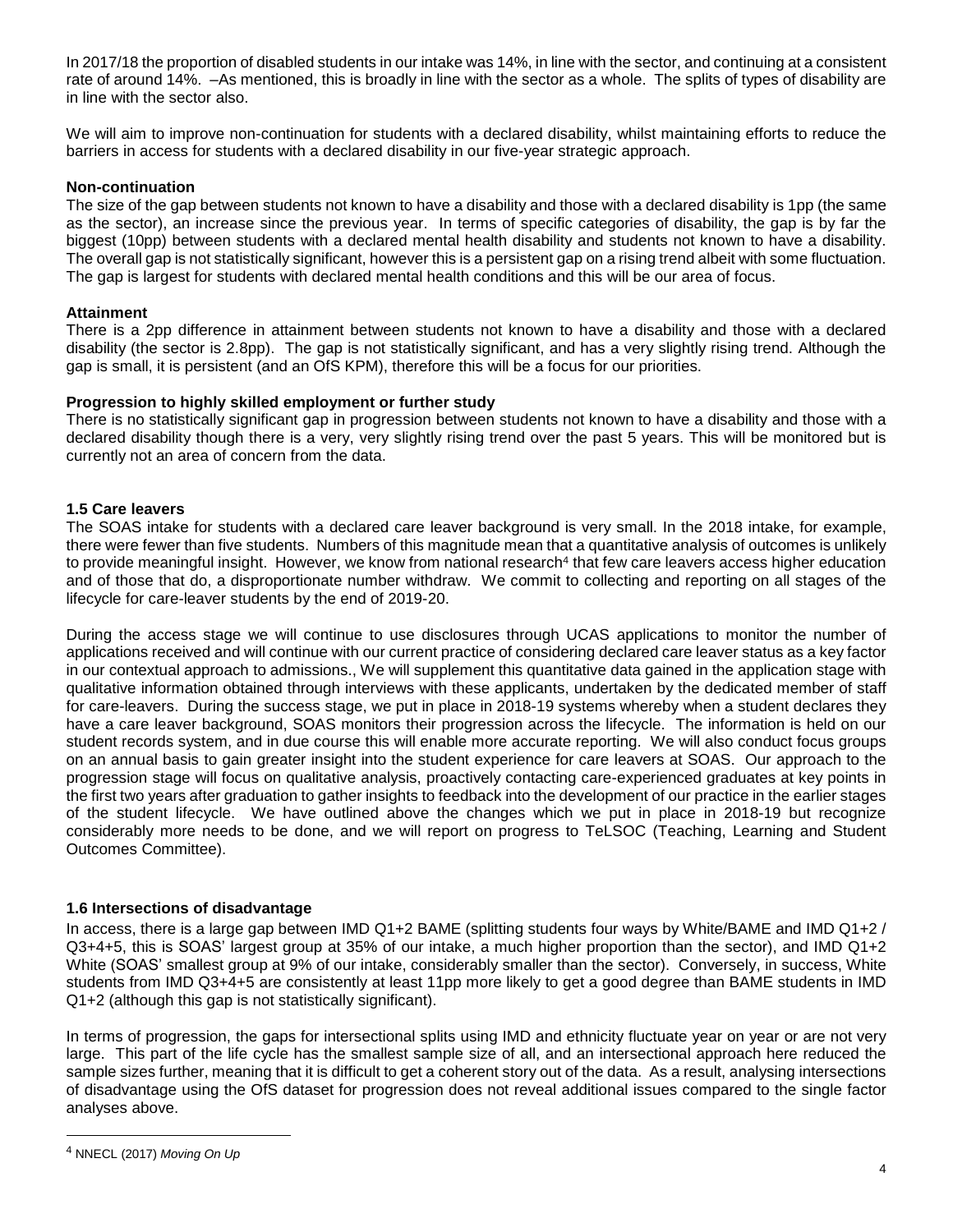In 2017/18 the proportion of disabled students in our intake was 14%, in line with the sector, and continuing at a consistent rate of around 14%. –As mentioned, this is broadly in line with the sector as a whole. The splits of types of disability are in line with the sector also.

We will aim to improve non-continuation for students with a declared disability, whilst maintaining efforts to reduce the barriers in access for students with a declared disability in our five-year strategic approach.

**Non-continuation**
The size of the gap between students not known to have a disability and those with a declared disability is 1pp (the same as the sector), an increase since the previous year. In terms of specific categories of disability, the gap is by far the biggest (10pp) between students with a declared mental health disability and students not known to have a disability. The overall gap is not statistically significant, however this is a persistent gap on a rising trend albeit with some fluctuation. The gap is largest for students with declared mental health conditions and this will be our area of focus.

**Attainment**
There is a 2pp difference in attainment between students not known to have a disability and those with a declared disability (the sector is 2.8pp). The gap is not statistically significant, and has a very slightly rising trend. Although the gap is small, it is persistent (and an OfS KPM), therefore this will be a focus for our priorities.

**Progression to highly skilled employment or further study**
There is no statistically significant gap in progression between students not known to have a disability and those with a declared disability though there is a very, very slightly rising trend over the past 5 years. This will be monitored but is currently not an area of concern from the data.

### 1.5 Care leavers

The SOAS intake for students with a declared care leaver background is very small. In the 2018 intake, for example, there were fewer than five students. Numbers of this magnitude mean that a quantitative analysis of outcomes is unlikely to provide meaningful insight. However, we know from national research[4] that few care leavers access higher education and of those that do, a disproportionate number withdraw. We commit to collecting and reporting on all stages of the lifecycle for care-leaver students by the end of 2019-20.

During the access stage we will continue to use disclosures through UCAS applications to monitor the number of applications received and will continue with our current practice of considering declared care leaver status as a key factor in our contextual approach to admissions., We will supplement this quantitative data gained in the application stage with qualitative information obtained through interviews with these applicants, undertaken by the dedicated member of staff for care-leavers. During the success stage, we put in place in 2018-19 systems whereby when a student declares they have a care leaver background, SOAS monitors their progression across the lifecycle. The information is held on our student records system, and in due course this will enable more accurate reporting. We will also conduct focus groups on an annual basis to gain greater insight into the student experience for care leavers at SOAS. Our approach to the progression stage will focus on qualitative analysis, proactively contacting care-experienced graduates at key points in the first two years after graduation to gather insights to feedback into the development of our practice in the earlier stages of the student lifecycle. We have outlined above the changes which we put in place in 2018-19 but recognize considerably more needs to be done, and we will report on progress to TeLSOC (Teaching, Learning and Student Outcomes Committee).

### 1.6 Intersections of disadvantage

In access, there is a large gap between IMD Q1+2 BAME (splitting students four ways by White/BAME and IMD Q1+2 / Q3+4+5, this is SOAS' largest group at 35% of our intake, a much higher proportion than the sector), and IMD Q1+2 White (SOAS' smallest group at 9% of our intake, considerably smaller than the sector). Conversely, in success, White students from IMD Q3+4+5 are consistently at least 11pp more likely to get a good degree than BAME students in IMD Q1+2 (although this gap is not statistically significant).

In terms of progression, the gaps for intersectional splits using IMD and ethnicity fluctuate year on year or are not very large. This part of the life cycle has the smallest sample size of all, and an intersectional approach here reduced the sample sizes further, meaning that it is difficult to get a coherent story out of the data. As a result, analysing intersections of disadvantage using the OfS dataset for progression does not reveal additional issues compared to the single factor analyses above.

[4] NNECL (2017) *Moving On Up*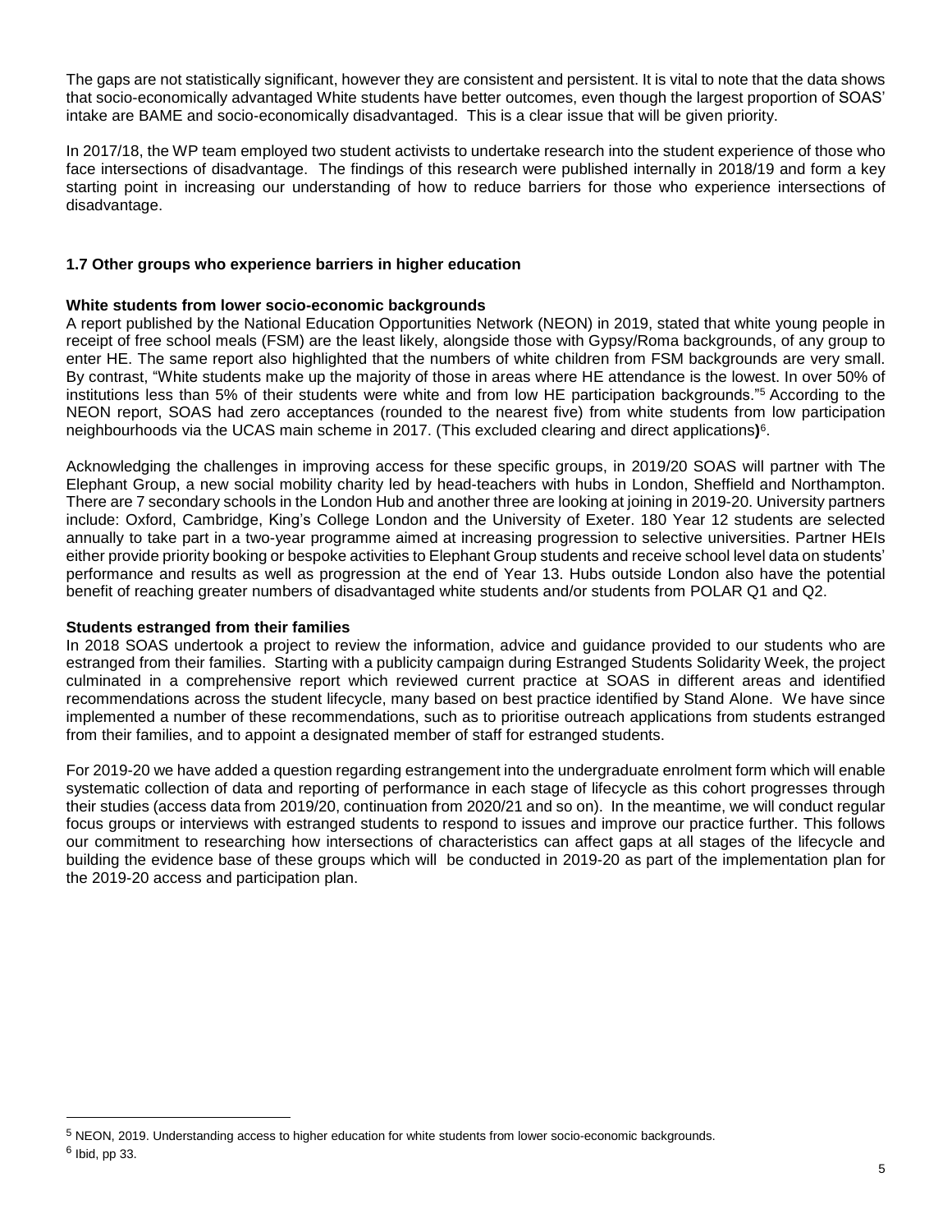The gaps are not statistically significant, however they are consistent and persistent. It is vital to note that the data shows that socio-economically advantaged White students have better outcomes, even though the largest proportion of SOAS' intake are BAME and socio-economically disadvantaged. This is a clear issue that will be given priority.

In 2017/18, the WP team employed two student activists to undertake research into the student experience of those who face intersections of disadvantage. The findings of this research were published internally in 2018/19 and form a key starting point in increasing our understanding of how to reduce barriers for those who experience intersections of disadvantage.

### 1.7 Other groups who experience barriers in higher education

**White students from lower socio-economic backgrounds**

A report published by the National Education Opportunities Network (NEON) in 2019, stated that white young people in receipt of free school meals (FSM) are the least likely, alongside those with Gypsy/Roma backgrounds, of any group to enter HE. The same report also highlighted that the numbers of white children from FSM backgrounds are very small. By contrast, "White students make up the majority of those in areas where HE attendance is the lowest. In over 50% of institutions less than 5% of their students were white and from low HE participation backgrounds."[5] According to the NEON report, SOAS had zero acceptances (rounded to the nearest five) from white students from low participation neighbourhoods via the UCAS main scheme in 2017. (This excluded clearing and direct applications)[6].

Acknowledging the challenges in improving access for these specific groups, in 2019/20 SOAS will partner with The Elephant Group, a new social mobility charity led by head-teachers with hubs in London, Sheffield and Northampton. There are 7 secondary schools in the London Hub and another three are looking at joining in 2019-20. University partners include: Oxford, Cambridge, King's College London and the University of Exeter. 180 Year 12 students are selected annually to take part in a two-year programme aimed at increasing progression to selective universities. Partner HEIs either provide priority booking or bespoke activities to Elephant Group students and receive school level data on students' performance and results as well as progression at the end of Year 13. Hubs outside London also have the potential benefit of reaching greater numbers of disadvantaged white students and/or students from POLAR Q1 and Q2.

**Students estranged from their families**

In 2018 SOAS undertook a project to review the information, advice and guidance provided to our students who are estranged from their families. Starting with a publicity campaign during Estranged Students Solidarity Week, the project culminated in a comprehensive report which reviewed current practice at SOAS in different areas and identified recommendations across the student lifecycle, many based on best practice identified by Stand Alone. We have since implemented a number of these recommendations, such as to prioritise outreach applications from students estranged from their families, and to appoint a designated member of staff for estranged students.

For 2019-20 we have added a question regarding estrangement into the undergraduate enrolment form which will enable systematic collection of data and reporting of performance in each stage of lifecycle as this cohort progresses through their studies (access data from 2019/20, continuation from 2020/21 and so on). In the meantime, we will conduct regular focus groups or interviews with estranged students to respond to issues and improve our practice further. This follows our commitment to researching how intersections of characteristics can affect gaps at all stages of the lifecycle and building the evidence base of these groups which will be conducted in 2019-20 as part of the implementation plan for the 2019-20 access and participation plan.

---

[5] NEON, 2019. Understanding access to higher education for white students from lower socio-economic backgrounds.

[6] Ibid, pp 33.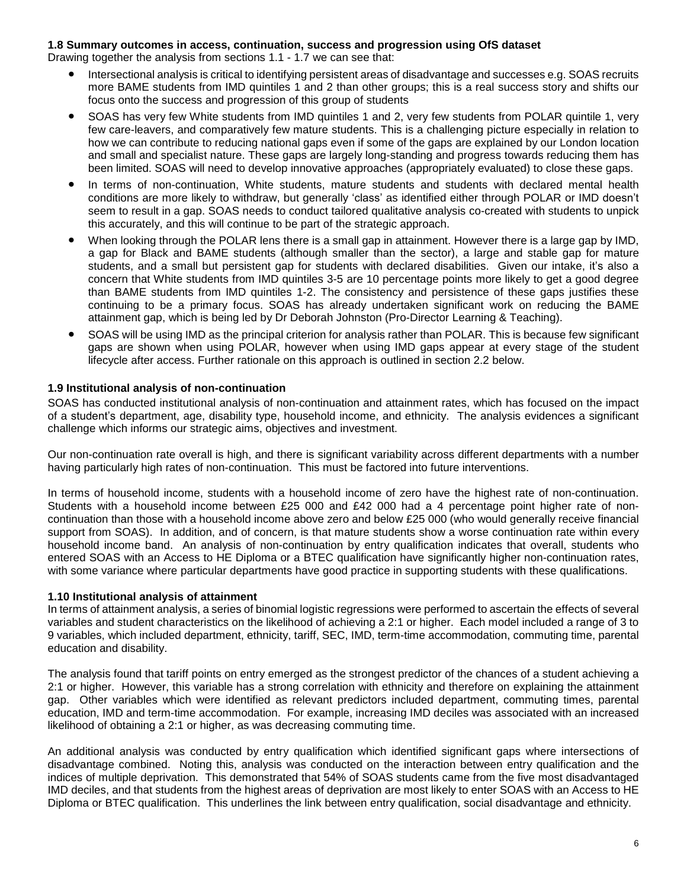### 1.8 Summary outcomes in access, continuation, success and progression using OfS dataset

Drawing together the analysis from sections 1.1 - 1.7 we can see that:

- Intersectional analysis is critical to identifying persistent areas of disadvantage and successes e.g. SOAS recruits more BAME students from IMD quintiles 1 and 2 than other groups; this is a real success story and shifts our focus onto the success and progression of this group of students
- SOAS has very few White students from IMD quintiles 1 and 2, very few students from POLAR quintile 1, very few care-leavers, and comparatively few mature students. This is a challenging picture especially in relation to how we can contribute to reducing national gaps even if some of the gaps are explained by our London location and small and specialist nature. These gaps are largely long-standing and progress towards reducing them has been limited. SOAS will need to develop innovative approaches (appropriately evaluated) to close these gaps.
- In terms of non-continuation, White students, mature students and students with declared mental health conditions are more likely to withdraw, but generally 'class' as identified either through POLAR or IMD doesn't seem to result in a gap. SOAS needs to conduct tailored qualitative analysis co-created with students to unpick this accurately, and this will continue to be part of the strategic approach.
- When looking through the POLAR lens there is a small gap in attainment. However there is a large gap by IMD, a gap for Black and BAME students (although smaller than the sector), a large and stable gap for mature students, and a small but persistent gap for students with declared disabilities. Given our intake, it's also a concern that White students from IMD quintiles 3-5 are 10 percentage points more likely to get a good degree than BAME students from IMD quintiles 1-2. The consistency and persistence of these gaps justifies these continuing to be a primary focus. SOAS has already undertaken significant work on reducing the BAME attainment gap, which is being led by Dr Deborah Johnston (Pro-Director Learning & Teaching).
- SOAS will be using IMD as the principal criterion for analysis rather than POLAR. This is because few significant gaps are shown when using POLAR, however when using IMD gaps appear at every stage of the student lifecycle after access. Further rationale on this approach is outlined in section 2.2 below.

### 1.9 Institutional analysis of non-continuation

SOAS has conducted institutional analysis of non-continuation and attainment rates, which has focused on the impact of a student's department, age, disability type, household income, and ethnicity. The analysis evidences a significant challenge which informs our strategic aims, objectives and investment.

Our non-continuation rate overall is high, and there is significant variability across different departments with a number having particularly high rates of non-continuation. This must be factored into future interventions.

In terms of household income, students with a household income of zero have the highest rate of non-continuation. Students with a household income between £25 000 and £42 000 had a 4 percentage point higher rate of non-continuation than those with a household income above zero and below £25 000 (who would generally receive financial support from SOAS). In addition, and of concern, is that mature students show a worse continuation rate within every household income band. An analysis of non-continuation by entry qualification indicates that overall, students who entered SOAS with an Access to HE Diploma or a BTEC qualification have significantly higher non-continuation rates, with some variance where particular departments have good practice in supporting students with these qualifications.

### 1.10 Institutional analysis of attainment

In terms of attainment analysis, a series of binomial logistic regressions were performed to ascertain the effects of several variables and student characteristics on the likelihood of achieving a 2:1 or higher. Each model included a range of 3 to 9 variables, which included department, ethnicity, tariff, SEC, IMD, term-time accommodation, commuting time, parental education and disability.

The analysis found that tariff points on entry emerged as the strongest predictor of the chances of a student achieving a 2:1 or higher. However, this variable has a strong correlation with ethnicity and therefore on explaining the attainment gap. Other variables which were identified as relevant predictors included department, commuting times, parental education, IMD and term-time accommodation. For example, increasing IMD deciles was associated with an increased likelihood of obtaining a 2:1 or higher, as was decreasing commuting time.

An additional analysis was conducted by entry qualification which identified significant gaps where intersections of disadvantage combined. Noting this, analysis was conducted on the interaction between entry qualification and the indices of multiple deprivation. This demonstrated that 54% of SOAS students came from the five most disadvantaged IMD deciles, and that students from the highest areas of deprivation are most likely to enter SOAS with an Access to HE Diploma or BTEC qualification. This underlines the link between entry qualification, social disadvantage and ethnicity.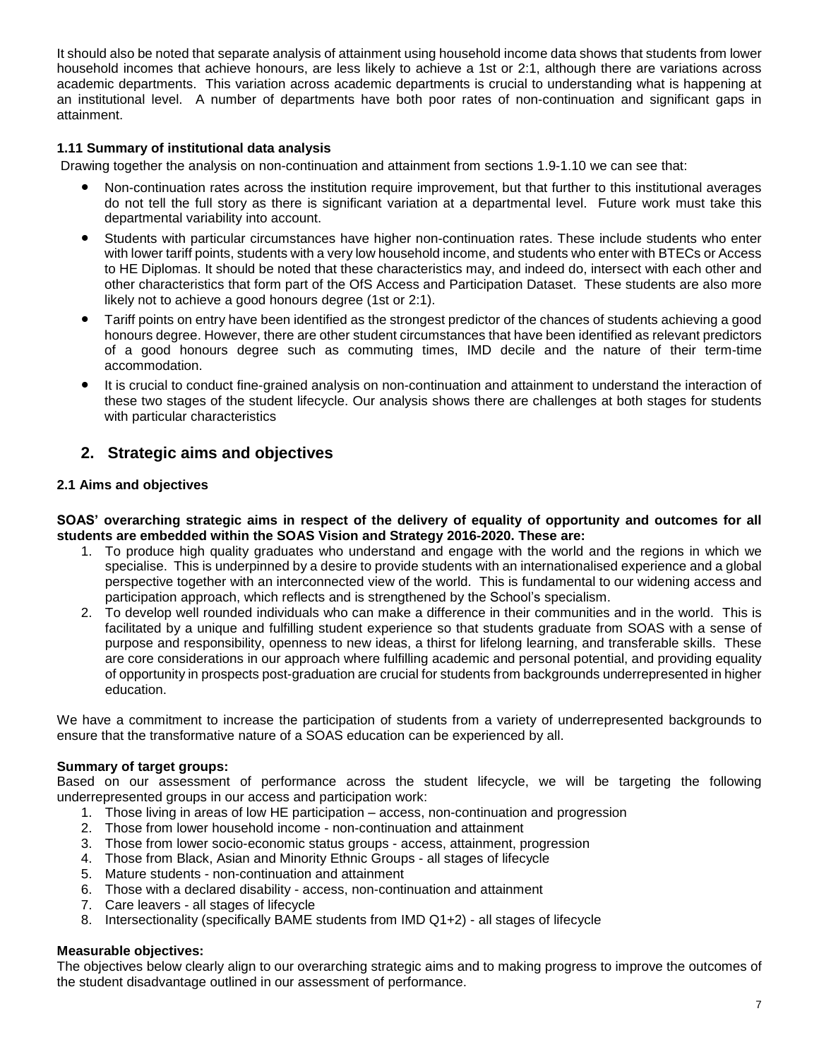It should also be noted that separate analysis of attainment using household income data shows that students from lower household incomes that achieve honours, are less likely to achieve a 1st or 2:1, although there are variations across academic departments. This variation across academic departments is crucial to understanding what is happening at an institutional level. A number of departments have both poor rates of non-continuation and significant gaps in attainment.

### 1.11 Summary of institutional data analysis

Drawing together the analysis on non-continuation and attainment from sections 1.9-1.10 we can see that:

- Non-continuation rates across the institution require improvement, but that further to this institutional averages do not tell the full story as there is significant variation at a departmental level. Future work must take this departmental variability into account.
- Students with particular circumstances have higher non-continuation rates. These include students who enter with lower tariff points, students with a very low household income, and students who enter with BTECs or Access to HE Diplomas. It should be noted that these characteristics may, and indeed do, intersect with each other and other characteristics that form part of the OfS Access and Participation Dataset. These students are also more likely not to achieve a good honours degree (1st or 2:1).
- Tariff points on entry have been identified as the strongest predictor of the chances of students achieving a good honours degree. However, there are other student circumstances that have been identified as relevant predictors of a good honours degree such as commuting times, IMD decile and the nature of their term-time accommodation.
- It is crucial to conduct fine-grained analysis on non-continuation and attainment to understand the interaction of these two stages of the student lifecycle. Our analysis shows there are challenges at both stages for students with particular characteristics

## 2. Strategic aims and objectives

### 2.1 Aims and objectives

**SOAS' overarching strategic aims in respect of the delivery of equality of opportunity and outcomes for all students are embedded within the SOAS Vision and Strategy 2016-2020. These are:**

1. To produce high quality graduates who understand and engage with the world and the regions in which we specialise. This is underpinned by a desire to provide students with an internationalised experience and a global perspective together with an interconnected view of the world. This is fundamental to our widening access and participation approach, which reflects and is strengthened by the School's specialism.
2. To develop well rounded individuals who can make a difference in their communities and in the world. This is facilitated by a unique and fulfilling student experience so that students graduate from SOAS with a sense of purpose and responsibility, openness to new ideas, a thirst for lifelong learning, and transferable skills. These are core considerations in our approach where fulfilling academic and personal potential, and providing equality of opportunity in prospects post-graduation are crucial for students from backgrounds underrepresented in higher education.

We have a commitment to increase the participation of students from a variety of underrepresented backgrounds to ensure that the transformative nature of a SOAS education can be experienced by all.

**Summary of target groups:**

Based on our assessment of performance across the student lifecycle, we will be targeting the following underrepresented groups in our access and participation work:

1. Those living in areas of low HE participation – access, non-continuation and progression
2. Those from lower household income - non-continuation and attainment
3. Those from lower socio-economic status groups - access, attainment, progression
4. Those from Black, Asian and Minority Ethnic Groups - all stages of lifecycle
5. Mature students - non-continuation and attainment
6. Those with a declared disability - access, non-continuation and attainment
7. Care leavers - all stages of lifecycle
8. Intersectionality (specifically BAME students from IMD Q1+2) - all stages of lifecycle

**Measurable objectives:**

The objectives below clearly align to our overarching strategic aims and to making progress to improve the outcomes of the student disadvantage outlined in our assessment of performance.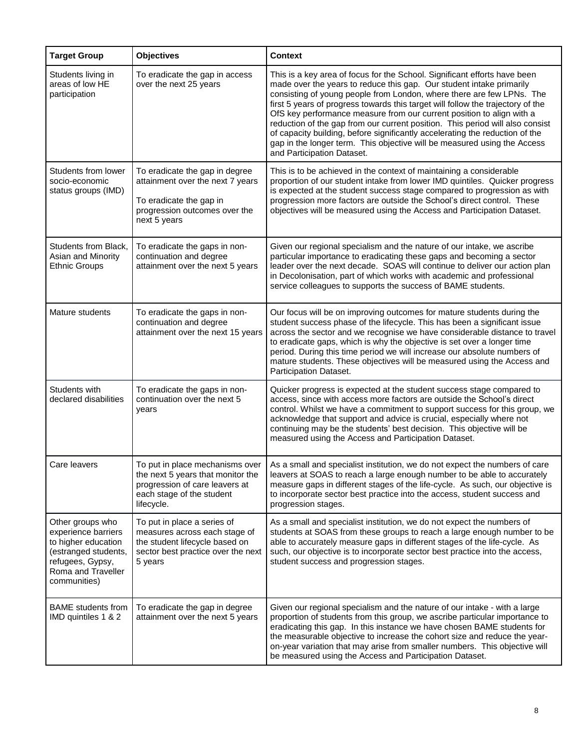| Target Group | Objectives | Context |
|---|---|---|
| Students living in areas of low HE participation | To eradicate the gap in access over the next 25 years | This is a key area of focus for the School. Significant efforts have been made over the years to reduce this gap. Our student intake primarily consisting of young people from London, where there are few LPNs. The first 5 years of progress towards this target will follow the trajectory of the OfS key performance measure from our current position to align with a reduction of the gap from our current position. This period will also consist of capacity building, before significantly accelerating the reduction of the gap in the longer term. This objective will be measured using the Access and Participation Dataset. |
| Students from lower socio-economic status groups (IMD) | To eradicate the gap in degree attainment over the next 7 years<br><br>To eradicate the gap in progression outcomes over the next 5 years | This is to be achieved in the context of maintaining a considerable proportion of our student intake from lower IMD quintiles. Quicker progress is expected at the student success stage compared to progression as with progression more factors are outside the School's direct control. These objectives will be measured using the Access and Participation Dataset. |
| Students from Black, Asian and Minority Ethnic Groups | To eradicate the gaps in non-continuation and degree attainment over the next 5 years | Given our regional specialism and the nature of our intake, we ascribe particular importance to eradicating these gaps and becoming a sector leader over the next decade. SOAS will continue to deliver our action plan in Decolonisation, part of which works with academic and professional service colleagues to supports the success of BAME students. |
| Mature students | To eradicate the gaps in non-continuation and degree attainment over the next 15 years | Our focus will be on improving outcomes for mature students during the student success phase of the lifecycle. This has been a significant issue across the sector and we recognise we have considerable distance to travel to eradicate gaps, which is why the objective is set over a longer time period. During this time period we will increase our absolute numbers of mature students. These objectives will be measured using the Access and Participation Dataset. |
| Students with declared disabilities | To eradicate the gaps in non-continuation over the next 5 years | Quicker progress is expected at the student success stage compared to access, since with access more factors are outside the School's direct control. Whilst we have a commitment to support success for this group, we acknowledge that support and advice is crucial, especially where not continuing may be the students' best decision. This objective will be measured using the Access and Participation Dataset. |
| Care leavers | To put in place mechanisms over the next 5 years that monitor the progression of care leavers at each stage of the student lifecycle. | As a small and specialist institution, we do not expect the numbers of care leavers at SOAS to reach a large enough number to be able to accurately measure gaps in different stages of the life-cycle. As such, our objective is to incorporate sector best practice into the access, student success and progression stages. |
| Other groups who experience barriers to higher education (estranged students, refugees, Gypsy, Roma and Traveller communities) | To put in place a series of measures across each stage of the student lifecycle based on sector best practice over the next 5 years | As a small and specialist institution, we do not expect the numbers of students at SOAS from these groups to reach a large enough number to be able to accurately measure gaps in different stages of the life-cycle. As such, our objective is to incorporate sector best practice into the access, student success and progression stages. |
| BAME students from IMD quintiles 1 & 2 | To eradicate the gap in degree attainment over the next 5 years | Given our regional specialism and the nature of our intake - with a large proportion of students from this group, we ascribe particular importance to eradicating this gap. In this instance we have chosen BAME students for the measurable objective to increase the cohort size and reduce the year-on-year variation that may arise from smaller numbers. This objective will be measured using the Access and Participation Dataset. |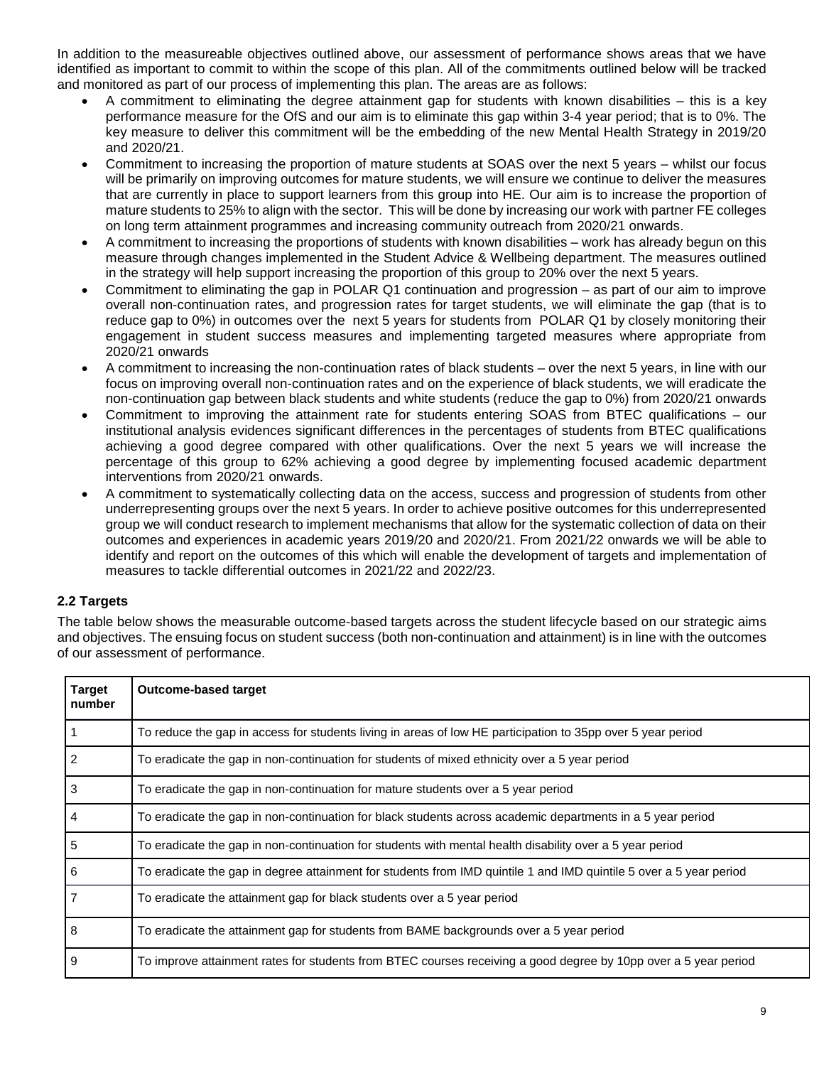In addition to the measureable objectives outlined above, our assessment of performance shows areas that we have identified as important to commit to within the scope of this plan. All of the commitments outlined below will be tracked and monitored as part of our process of implementing this plan. The areas are as follows:

- A commitment to eliminating the degree attainment gap for students with known disabilities – this is a key performance measure for the OfS and our aim is to eliminate this gap within 3-4 year period; that is to 0%. The key measure to deliver this commitment will be the embedding of the new Mental Health Strategy in 2019/20 and 2020/21.
- Commitment to increasing the proportion of mature students at SOAS over the next 5 years – whilst our focus will be primarily on improving outcomes for mature students, we will ensure we continue to deliver the measures that are currently in place to support learners from this group into HE. Our aim is to increase the proportion of mature students to 25% to align with the sector. This will be done by increasing our work with partner FE colleges on long term attainment programmes and increasing community outreach from 2020/21 onwards.
- A commitment to increasing the proportions of students with known disabilities – work has already begun on this measure through changes implemented in the Student Advice & Wellbeing department. The measures outlined in the strategy will help support increasing the proportion of this group to 20% over the next 5 years.
- Commitment to eliminating the gap in POLAR Q1 continuation and progression – as part of our aim to improve overall non-continuation rates, and progression rates for target students, we will eliminate the gap (that is to reduce gap to 0%) in outcomes over the next 5 years for students from POLAR Q1 by closely monitoring their engagement in student success measures and implementing targeted measures where appropriate from 2020/21 onwards
- A commitment to increasing the non-continuation rates of black students – over the next 5 years, in line with our focus on improving overall non-continuation rates and on the experience of black students, we will eradicate the non-continuation gap between black students and white students (reduce the gap to 0%) from 2020/21 onwards
- Commitment to improving the attainment rate for students entering SOAS from BTEC qualifications – our institutional analysis evidences significant differences in the percentages of students from BTEC qualifications achieving a good degree compared with other qualifications. Over the next 5 years we will increase the percentage of this group to 62% achieving a good degree by implementing focused academic department interventions from 2020/21 onwards.
- A commitment to systematically collecting data on the access, success and progression of students from other underrepresenting groups over the next 5 years. In order to achieve positive outcomes for this underrepresented group we will conduct research to implement mechanisms that allow for the systematic collection of data on their outcomes and experiences in academic years 2019/20 and 2020/21. From 2021/22 onwards we will be able to identify and report on the outcomes of this which will enable the development of targets and implementation of measures to tackle differential outcomes in 2021/22 and 2022/23.

### 2.2 Targets

The table below shows the measurable outcome-based targets across the student lifecycle based on our strategic aims and objectives. The ensuing focus on student success (both non-continuation and attainment) is in line with the outcomes of our assessment of performance.

| Target number | Outcome-based target |
|---|---|
| 1 | To reduce the gap in access for students living in areas of low HE participation to 35pp over 5 year period |
| 2 | To eradicate the gap in non-continuation for students of mixed ethnicity over a 5 year period |
| 3 | To eradicate the gap in non-continuation for mature students over a 5 year period |
| 4 | To eradicate the gap in non-continuation for black students across academic departments in a 5 year period |
| 5 | To eradicate the gap in non-continuation for students with mental health disability over a 5 year period |
| 6 | To eradicate the gap in degree attainment for students from IMD quintile 1 and IMD quintile 5 over a 5 year period |
| 7 | To eradicate the attainment gap for black students over a 5 year period |
| 8 | To eradicate the attainment gap for students from BAME backgrounds over a 5 year period |
| 9 | To improve attainment rates for students from BTEC courses receiving a good degree by 10pp over a 5 year period |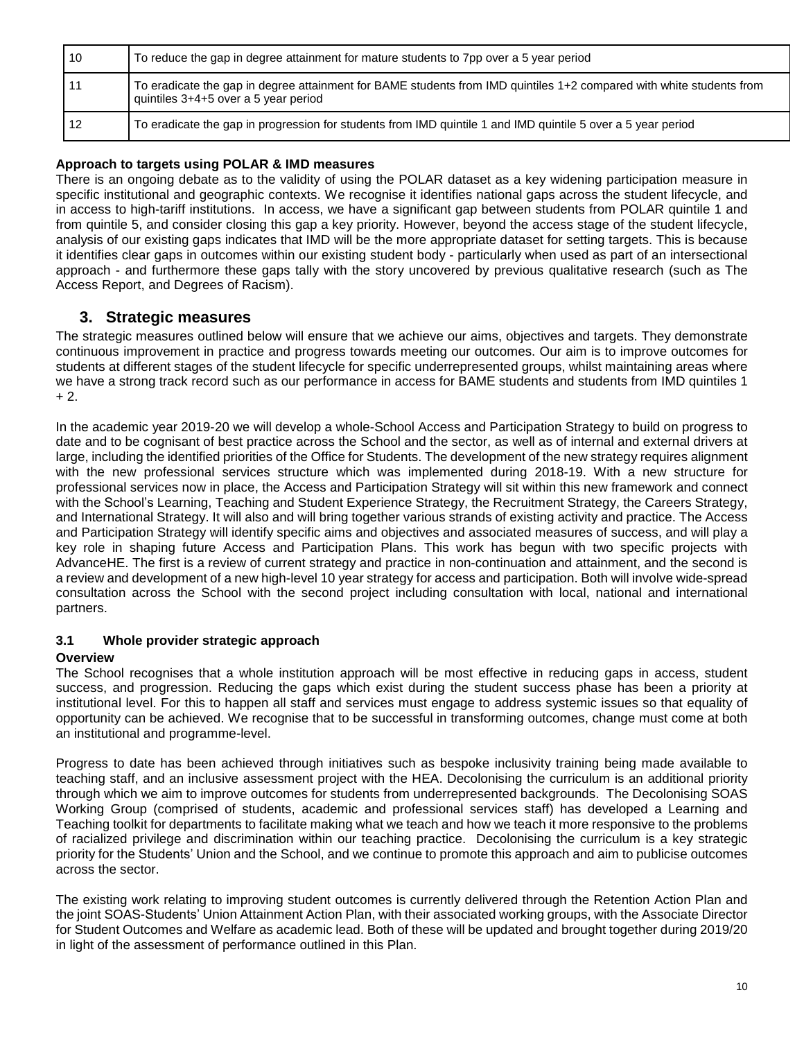| | |
|---|---|
| 10 | To reduce the gap in degree attainment for mature students to 7pp over a 5 year period |
| 11 | To eradicate the gap in degree attainment for BAME students from IMD quintiles 1+2 compared with white students from quintiles 3+4+5 over a 5 year period |
| 12 | To eradicate the gap in progression for students from IMD quintile 1 and IMD quintile 5 over a 5 year period |

**Approach to targets using POLAR & IMD measures**

There is an ongoing debate as to the validity of using the POLAR dataset as a key widening participation measure in specific institutional and geographic contexts. We recognise it identifies national gaps across the student lifecycle, and in access to high-tariff institutions. In access, we have a significant gap between students from POLAR quintile 1 and from quintile 5, and consider closing this gap a key priority. However, beyond the access stage of the student lifecycle, analysis of our existing gaps indicates that IMD will be the more appropriate dataset for setting targets. This is because it identifies clear gaps in outcomes within our existing student body - particularly when used as part of an intersectional approach - and furthermore these gaps tally with the story uncovered by previous qualitative research (such as The Access Report, and Degrees of Racism).

## 3. Strategic measures

The strategic measures outlined below will ensure that we achieve our aims, objectives and targets. They demonstrate continuous improvement in practice and progress towards meeting our outcomes. Our aim is to improve outcomes for students at different stages of the student lifecycle for specific underrepresented groups, whilst maintaining areas where we have a strong track record such as our performance in access for BAME students and students from IMD quintiles 1 + 2.

In the academic year 2019-20 we will develop a whole-School Access and Participation Strategy to build on progress to date and to be cognisant of best practice across the School and the sector, as well as of internal and external drivers at large, including the identified priorities of the Office for Students. The development of the new strategy requires alignment with the new professional services structure which was implemented during 2018-19. With a new structure for professional services now in place, the Access and Participation Strategy will sit within this new framework and connect with the School's Learning, Teaching and Student Experience Strategy, the Recruitment Strategy, the Careers Strategy, and International Strategy. It will also and will bring together various strands of existing activity and practice. The Access and Participation Strategy will identify specific aims and objectives and associated measures of success, and will play a key role in shaping future Access and Participation Plans. This work has begun with two specific projects with AdvanceHE. The first is a review of current strategy and practice in non-continuation and attainment, and the second is a review and development of a new high-level 10 year strategy for access and participation. Both will involve wide-spread consultation across the School with the second project including consultation with local, national and international partners.

### 3.1 Whole provider strategic approach

**Overview**

The School recognises that a whole institution approach will be most effective in reducing gaps in access, student success, and progression. Reducing the gaps which exist during the student success phase has been a priority at institutional level. For this to happen all staff and services must engage to address systemic issues so that equality of opportunity can be achieved. We recognise that to be successful in transforming outcomes, change must come at both an institutional and programme-level.

Progress to date has been achieved through initiatives such as bespoke inclusivity training being made available to teaching staff, and an inclusive assessment project with the HEA. Decolonising the curriculum is an additional priority through which we aim to improve outcomes for students from underrepresented backgrounds. The Decolonising SOAS Working Group (comprised of students, academic and professional services staff) has developed a Learning and Teaching toolkit for departments to facilitate making what we teach and how we teach it more responsive to the problems of racialized privilege and discrimination within our teaching practice. Decolonising the curriculum is a key strategic priority for the Students' Union and the School, and we continue to promote this approach and aim to publicise outcomes across the sector.

The existing work relating to improving student outcomes is currently delivered through the Retention Action Plan and the joint SOAS-Students' Union Attainment Action Plan, with their associated working groups, with the Associate Director for Student Outcomes and Welfare as academic lead. Both of these will be updated and brought together during 2019/20 in light of the assessment of performance outlined in this Plan.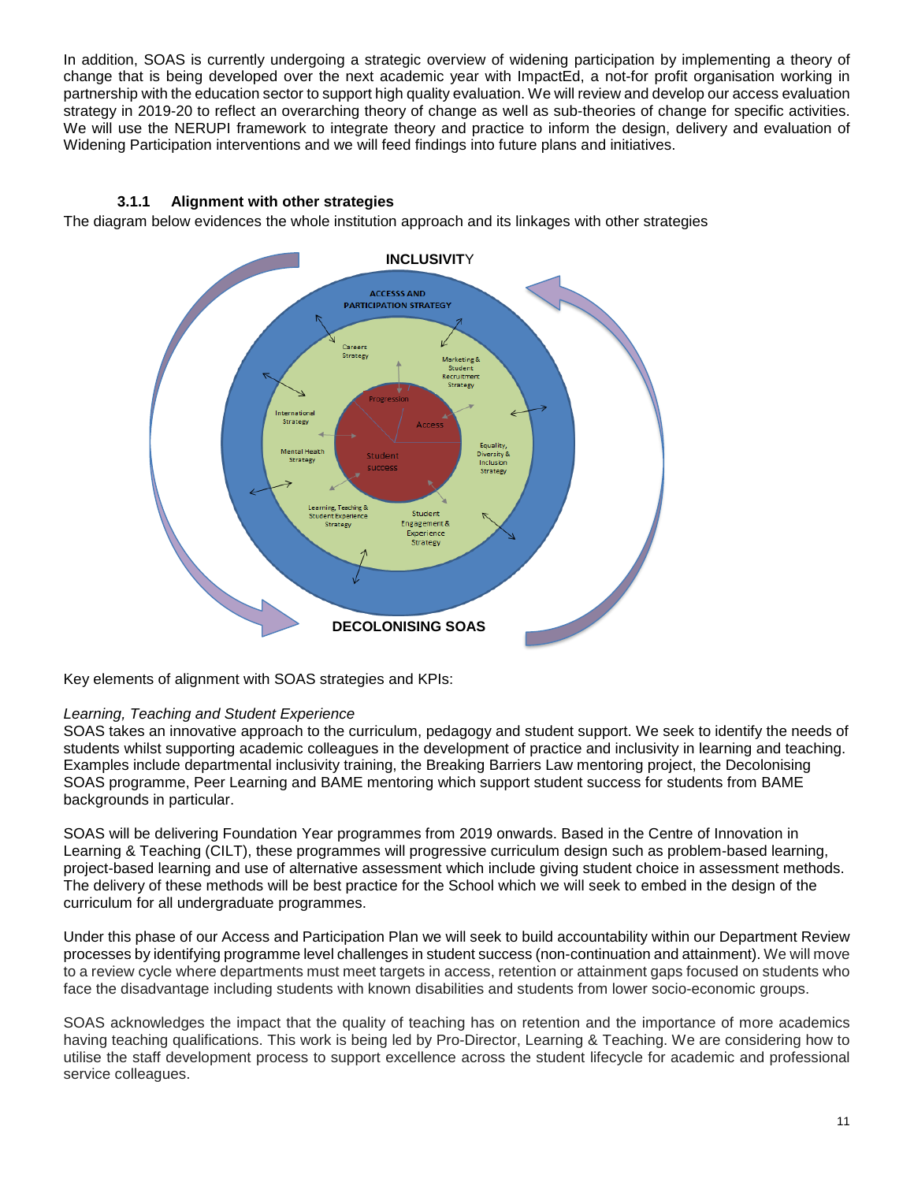In addition, SOAS is currently undergoing a strategic overview of widening participation by implementing a theory of change that is being developed over the next academic year with ImpactEd, a not-for profit organisation working in partnership with the education sector to support high quality evaluation. We will review and develop our access evaluation strategy in 2019-20 to reflect an overarching theory of change as well as sub-theories of change for specific activities. We will use the NERUPI framework to integrate theory and practice to inform the design, delivery and evaluation of Widening Participation interventions and we will feed findings into future plans and initiatives.

### 3.1.1 Alignment with other strategies

The diagram below evidences the whole institution approach and its linkages with other strategies

INCLUSIVITY

ACCESS AND PARTICIPATION STRATEGY

Careers Strategy

Marketing & Student Recruitment Strategy

International Strategy

Equality, Diversity & Inclusion Strategy

Mental Heath Strategy

Learning, Teaching & Student Experience Strategy

Student Engagement & Experience Strategy

Progression

Access

Student success

DECOLONISING SOAS

Key elements of alignment with SOAS strategies and KPIs:

*Learning, Teaching and Student Experience*

SOAS takes an innovative approach to the curriculum, pedagogy and student support. We seek to identify the needs of students whilst supporting academic colleagues in the development of practice and inclusivity in learning and teaching. Examples include departmental inclusivity training, the Breaking Barriers Law mentoring project, the Decolonising SOAS programme, Peer Learning and BAME mentoring which support student success for students from BAME backgrounds in particular.

SOAS will be delivering Foundation Year programmes from 2019 onwards. Based in the Centre of Innovation in Learning & Teaching (CILT), these programmes will progressive curriculum design such as problem-based learning, project-based learning and use of alternative assessment which include giving student choice in assessment methods. The delivery of these methods will be best practice for the School which we will seek to embed in the design of the curriculum for all undergraduate programmes.

Under this phase of our Access and Participation Plan we will seek to build accountability within our Department Review processes by identifying programme level challenges in student success (non-continuation and attainment). We will move to a review cycle where departments must meet targets in access, retention or attainment gaps focused on students who face the disadvantage including students with known disabilities and students from lower socio-economic groups.

SOAS acknowledges the impact that the quality of teaching has on retention and the importance of more academics having teaching qualifications. This work is being led by Pro-Director, Learning & Teaching. We are considering how to utilise the staff development process to support excellence across the student lifecycle for academic and professional service colleagues.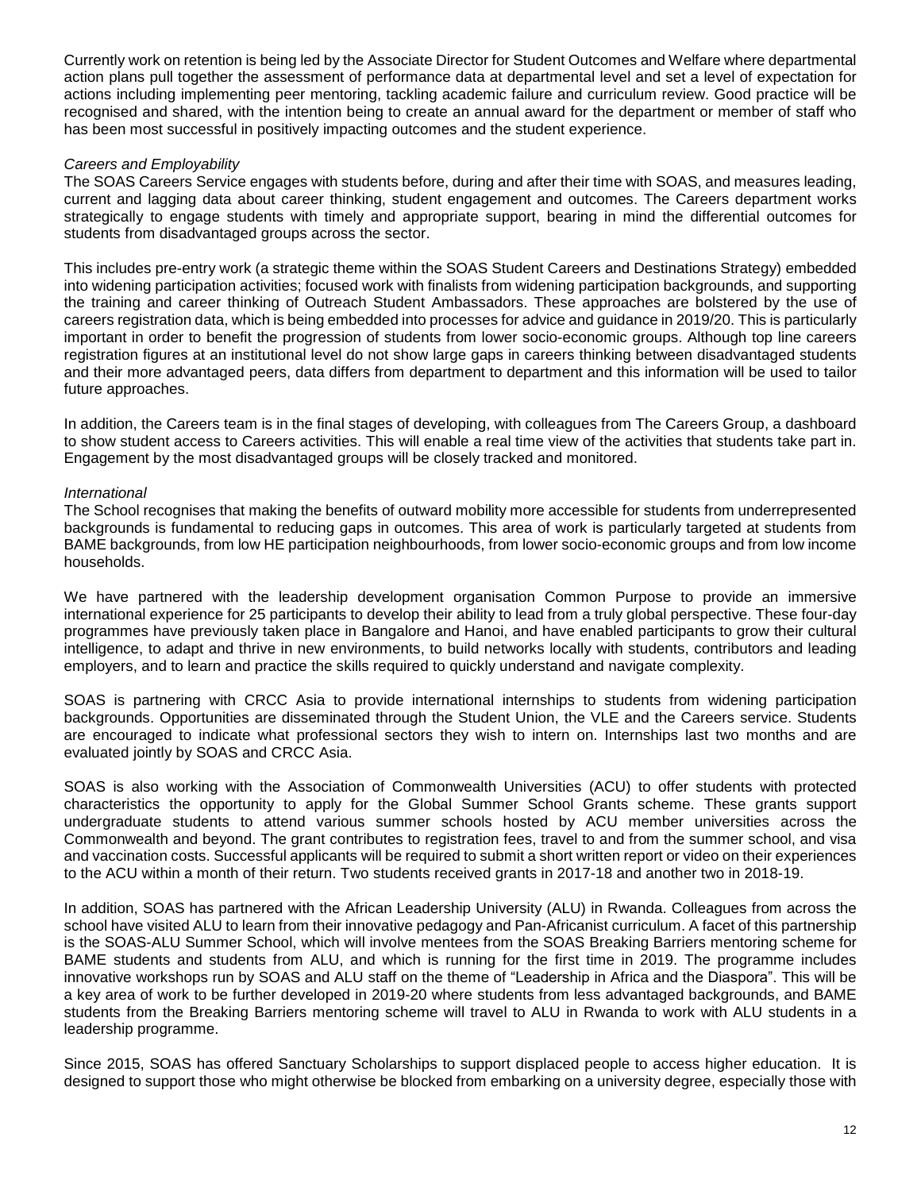Currently work on retention is being led by the Associate Director for Student Outcomes and Welfare where departmental action plans pull together the assessment of performance data at departmental level and set a level of expectation for actions including implementing peer mentoring, tackling academic failure and curriculum review. Good practice will be recognised and shared, with the intention being to create an annual award for the department or member of staff who has been most successful in positively impacting outcomes and the student experience.

*Careers and Employability*

The SOAS Careers Service engages with students before, during and after their time with SOAS, and measures leading, current and lagging data about career thinking, student engagement and outcomes. The Careers department works strategically to engage students with timely and appropriate support, bearing in mind the differential outcomes for students from disadvantaged groups across the sector.

This includes pre-entry work (a strategic theme within the SOAS Student Careers and Destinations Strategy) embedded into widening participation activities; focused work with finalists from widening participation backgrounds, and supporting the training and career thinking of Outreach Student Ambassadors. These approaches are bolstered by the use of careers registration data, which is being embedded into processes for advice and guidance in 2019/20. This is particularly important in order to benefit the progression of students from lower socio-economic groups. Although top line careers registration figures at an institutional level do not show large gaps in careers thinking between disadvantaged students and their more advantaged peers, data differs from department to department and this information will be used to tailor future approaches.

In addition, the Careers team is in the final stages of developing, with colleagues from The Careers Group, a dashboard to show student access to Careers activities. This will enable a real time view of the activities that students take part in. Engagement by the most disadvantaged groups will be closely tracked and monitored.

*International*

The School recognises that making the benefits of outward mobility more accessible for students from underrepresented backgrounds is fundamental to reducing gaps in outcomes. This area of work is particularly targeted at students from BAME backgrounds, from low HE participation neighbourhoods, from lower socio-economic groups and from low income households.

We have partnered with the leadership development organisation Common Purpose to provide an immersive international experience for 25 participants to develop their ability to lead from a truly global perspective. These four-day programmes have previously taken place in Bangalore and Hanoi, and have enabled participants to grow their cultural intelligence, to adapt and thrive in new environments, to build networks locally with students, contributors and leading employers, and to learn and practice the skills required to quickly understand and navigate complexity.

SOAS is partnering with CRCC Asia to provide international internships to students from widening participation backgrounds. Opportunities are disseminated through the Student Union, the VLE and the Careers service. Students are encouraged to indicate what professional sectors they wish to intern on. Internships last two months and are evaluated jointly by SOAS and CRCC Asia.

SOAS is also working with the Association of Commonwealth Universities (ACU) to offer students with protected characteristics the opportunity to apply for the Global Summer School Grants scheme. These grants support undergraduate students to attend various summer schools hosted by ACU member universities across the Commonwealth and beyond. The grant contributes to registration fees, travel to and from the summer school, and visa and vaccination costs. Successful applicants will be required to submit a short written report or video on their experiences to the ACU within a month of their return. Two students received grants in 2017-18 and another two in 2018-19.

In addition, SOAS has partnered with the African Leadership University (ALU) in Rwanda. Colleagues from across the school have visited ALU to learn from their innovative pedagogy and Pan-Africanist curriculum. A facet of this partnership is the SOAS-ALU Summer School, which will involve mentees from the SOAS Breaking Barriers mentoring scheme for BAME students and students from ALU, and which is running for the first time in 2019. The programme includes innovative workshops run by SOAS and ALU staff on the theme of "Leadership in Africa and the Diaspora". This will be a key area of work to be further developed in 2019-20 where students from less advantaged backgrounds, and BAME students from the Breaking Barriers mentoring scheme will travel to ALU in Rwanda to work with ALU students in a leadership programme.

Since 2015, SOAS has offered Sanctuary Scholarships to support displaced people to access higher education. It is designed to support those who might otherwise be blocked from embarking on a university degree, especially those with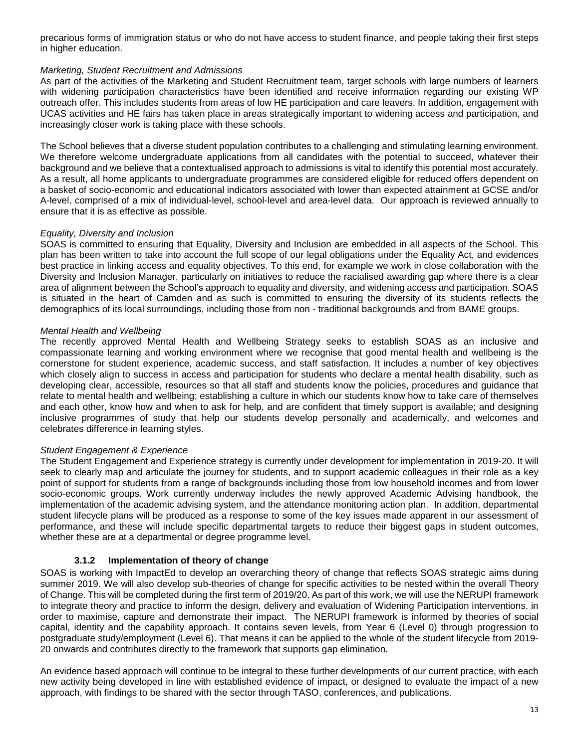precarious forms of immigration status or who do not have access to student finance, and people taking their first steps in higher education.

*Marketing, Student Recruitment and Admissions*

As part of the activities of the Marketing and Student Recruitment team, target schools with large numbers of learners with widening participation characteristics have been identified and receive information regarding our existing WP outreach offer. This includes students from areas of low HE participation and care leavers. In addition, engagement with UCAS activities and HE fairs has taken place in areas strategically important to widening access and participation, and increasingly closer work is taking place with these schools.

The School believes that a diverse student population contributes to a challenging and stimulating learning environment. We therefore welcome undergraduate applications from all candidates with the potential to succeed, whatever their background and we believe that a contextualised approach to admissions is vital to identify this potential most accurately. As a result, all home applicants to undergraduate programmes are considered eligible for reduced offers dependent on a basket of socio-economic and educational indicators associated with lower than expected attainment at GCSE and/or A-level, comprised of a mix of individual-level, school-level and area-level data. Our approach is reviewed annually to ensure that it is as effective as possible.

*Equality, Diversity and Inclusion*

SOAS is committed to ensuring that Equality, Diversity and Inclusion are embedded in all aspects of the School. This plan has been written to take into account the full scope of our legal obligations under the Equality Act, and evidences best practice in linking access and equality objectives. To this end, for example we work in close collaboration with the Diversity and Inclusion Manager, particularly on initiatives to reduce the racialised awarding gap where there is a clear area of alignment between the School's approach to equality and diversity, and widening access and participation. SOAS is situated in the heart of Camden and as such is committed to ensuring the diversity of its students reflects the demographics of its local surroundings, including those from non - traditional backgrounds and from BAME groups.

*Mental Health and Wellbeing*

The recently approved Mental Health and Wellbeing Strategy seeks to establish SOAS as an inclusive and compassionate learning and working environment where we recognise that good mental health and wellbeing is the cornerstone for student experience, academic success, and staff satisfaction. It includes a number of key objectives which closely align to success in access and participation for students who declare a mental health disability, such as developing clear, accessible, resources so that all staff and students know the policies, procedures and guidance that relate to mental health and wellbeing; establishing a culture in which our students know how to take care of themselves and each other, know how and when to ask for help, and are confident that timely support is available; and designing inclusive programmes of study that help our students develop personally and academically, and welcomes and celebrates difference in learning styles.

*Student Engagement & Experience*

The Student Engagement and Experience strategy is currently under development for implementation in 2019-20. It will seek to clearly map and articulate the journey for students, and to support academic colleagues in their role as a key point of support for students from a range of backgrounds including those from low household incomes and from lower socio-economic groups. Work currently underway includes the newly approved Academic Advising handbook, the implementation of the academic advising system, and the attendance monitoring action plan. In addition, departmental student lifecycle plans will be produced as a response to some of the key issues made apparent in our assessment of performance, and these will include specific departmental targets to reduce their biggest gaps in student outcomes, whether these are at a departmental or degree programme level.

### 3.1.2 Implementation of theory of change

SOAS is working with ImpactEd to develop an overarching theory of change that reflects SOAS strategic aims during summer 2019. We will also develop sub-theories of change for specific activities to be nested within the overall Theory of Change. This will be completed during the first term of 2019/20. As part of this work, we will use the NERUPI framework to integrate theory and practice to inform the design, delivery and evaluation of Widening Participation interventions, in order to maximise, capture and demonstrate their impact. The NERUPI framework is informed by theories of social capital, identity and the capability approach. It contains seven levels, from Year 6 (Level 0) through progression to postgraduate study/employment (Level 6). That means it can be applied to the whole of the student lifecycle from 2019-20 onwards and contributes directly to the framework that supports gap elimination.

An evidence based approach will continue to be integral to these further developments of our current practice, with each new activity being developed in line with established evidence of impact, or designed to evaluate the impact of a new approach, with findings to be shared with the sector through TASO, conferences, and publications.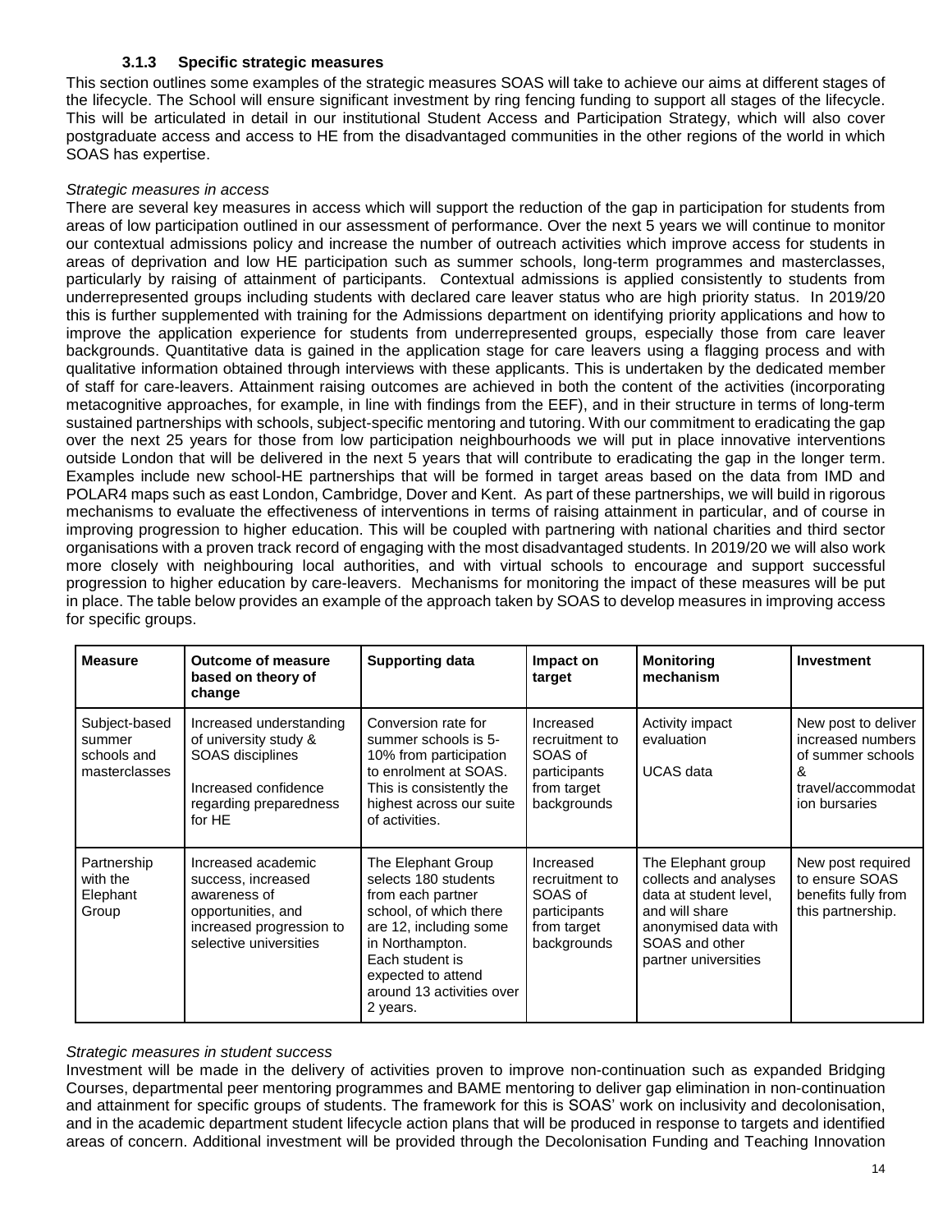### 3.1.3 Specific strategic measures

This section outlines some examples of the strategic measures SOAS will take to achieve our aims at different stages of the lifecycle. The School will ensure significant investment by ring fencing funding to support all stages of the lifecycle. This will be articulated in detail in our institutional Student Access and Participation Strategy, which will also cover postgraduate access and access to HE from the disadvantaged communities in the other regions of the world in which SOAS has expertise.

*Strategic measures in access*

There are several key measures in access which will support the reduction of the gap in participation for students from areas of low participation outlined in our assessment of performance. Over the next 5 years we will continue to monitor our contextual admissions policy and increase the number of outreach activities which improve access for students in areas of deprivation and low HE participation such as summer schools, long-term programmes and masterclasses, particularly by raising of attainment of participants. Contextual admissions is applied consistently to students from underrepresented groups including students with declared care leaver status who are high priority status. In 2019/20 this is further supplemented with training for the Admissions department on identifying priority applications and how to improve the application experience for students from underrepresented groups, especially those from care leaver backgrounds. Quantitative data is gained in the application stage for care leavers using a flagging process and with qualitative information obtained through interviews with these applicants. This is undertaken by the dedicated member of staff for care-leavers. Attainment raising outcomes are achieved in both the content of the activities (incorporating metacognitive approaches, for example, in line with findings from the EEF), and in their structure in terms of long-term sustained partnerships with schools, subject-specific mentoring and tutoring. With our commitment to eradicating the gap over the next 25 years for those from low participation neighbourhoods we will put in place innovative interventions outside London that will be delivered in the next 5 years that will contribute to eradicating the gap in the longer term. Examples include new school-HE partnerships that will be formed in target areas based on the data from IMD and POLAR4 maps such as east London, Cambridge, Dover and Kent. As part of these partnerships, we will build in rigorous mechanisms to evaluate the effectiveness of interventions in terms of raising attainment in particular, and of course in improving progression to higher education. This will be coupled with partnering with national charities and third sector organisations with a proven track record of engaging with the most disadvantaged students. In 2019/20 we will also work more closely with neighbouring local authorities, and with virtual schools to encourage and support successful progression to higher education by care-leavers. Mechanisms for monitoring the impact of these measures will be put in place. The table below provides an example of the approach taken by SOAS to develop measures in improving access for specific groups.

| Measure | Outcome of measure based on theory of change | Supporting data | Impact on target | Monitoring mechanism | Investment |
|---|---|---|---|---|---|
| Subject-based summer schools and masterclasses | Increased understanding of university study & SOAS disciplines<br><br>Increased confidence regarding preparedness for HE | Conversion rate for summer schools is 5-10% from participation to enrolment at SOAS. This is consistently the highest across our suite of activities. | Increased recruitment to SOAS of participants from target backgrounds | Activity impact evaluation<br><br>UCAS data | New post to deliver increased numbers of summer schools & travel/accommodation bursaries |
| Partnership with the Elephant Group | Increased academic success, increased awareness of opportunities, and increased progression to selective universities | The Elephant Group selects 180 students from each partner school, of which there are 12, including some in Northampton. Each student is expected to attend around 13 activities over 2 years. | Increased recruitment to SOAS of participants from target backgrounds | The Elephant group collects and analyses data at student level, and will share anonymised data with SOAS and other partner universities | New post required to ensure SOAS benefits fully from this partnership. |

*Strategic measures in student success*

Investment will be made in the delivery of activities proven to improve non-continuation such as expanded Bridging Courses, departmental peer mentoring programmes and BAME mentoring to deliver gap elimination in non-continuation and attainment for specific groups of students. The framework for this is SOAS' work on inclusivity and decolonisation, and in the academic department student lifecycle action plans that will be produced in response to targets and identified areas of concern. Additional investment will be provided through the Decolonisation Funding and Teaching Innovation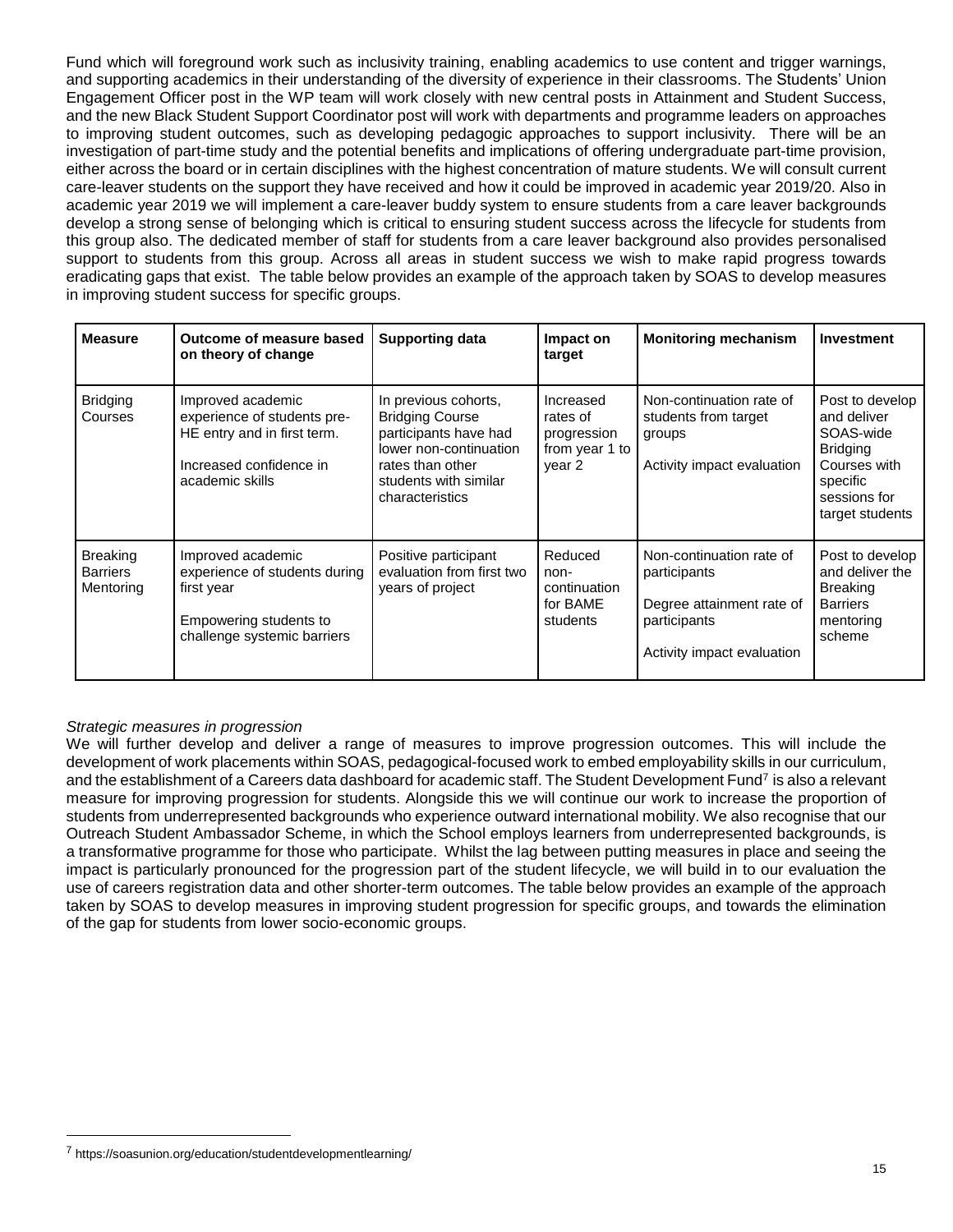Fund which will foreground work such as inclusivity training, enabling academics to use content and trigger warnings, and supporting academics in their understanding of the diversity of experience in their classrooms. The Students' Union Engagement Officer post in the WP team will work closely with new central posts in Attainment and Student Success, and the new Black Student Support Coordinator post will work with departments and programme leaders on approaches to improving student outcomes, such as developing pedagogic approaches to support inclusivity. There will be an investigation of part-time study and the potential benefits and implications of offering undergraduate part-time provision, either across the board or in certain disciplines with the highest concentration of mature students. We will consult current care-leaver students on the support they have received and how it could be improved in academic year 2019/20. Also in academic year 2019 we will implement a care-leaver buddy system to ensure students from a care leaver backgrounds develop a strong sense of belonging which is critical to ensuring student success across the lifecycle for students from this group also. The dedicated member of staff for students from a care leaver background also provides personalised support to students from this group. Across all areas in student success we wish to make rapid progress towards eradicating gaps that exist. The table below provides an example of the approach taken by SOAS to develop measures in improving student success for specific groups.

| Measure | Outcome of measure based on theory of change | Supporting data | Impact on target | Monitoring mechanism | Investment |
|---|---|---|---|---|---|
| Bridging Courses | Improved academic experience of students pre-HE entry and in first term.<br><br>Increased confidence in academic skills | In previous cohorts, Bridging Course participants have had lower non-continuation rates than other students with similar characteristics | Increased rates of progression from year 1 to year 2 | Non-continuation rate of students from target groups<br><br>Activity impact evaluation | Post to develop and deliver SOAS-wide Bridging Courses with specific sessions for target students |
| Breaking Barriers Mentoring | Improved academic experience of students during first year<br><br>Empowering students to challenge systemic barriers | Positive participant evaluation from first two years of project | Reduced non-continuation for BAME students | Non-continuation rate of participants<br><br>Degree attainment rate of participants<br><br>Activity impact evaluation | Post to develop and deliver the Breaking Barriers mentoring scheme |

*Strategic measures in progression*

We will further develop and deliver a range of measures to improve progression outcomes. This will include the development of work placements within SOAS, pedagogical-focused work to embed employability skills in our curriculum, and the establishment of a Careers data dashboard for academic staff. The Student Development Fund[7] is also a relevant measure for improving progression for students. Alongside this we will continue our work to increase the proportion of students from underrepresented backgrounds who experience outward international mobility. We also recognise that our Outreach Student Ambassador Scheme, in which the School employs learners from underrepresented backgrounds, is a transformative programme for those who participate. Whilst the lag between putting measures in place and seeing the impact is particularly pronounced for the progression part of the student lifecycle, we will build in to our evaluation the use of careers registration data and other shorter-term outcomes. The table below provides an example of the approach taken by SOAS to develop measures in improving student progression for specific groups, and towards the elimination of the gap for students from lower socio-economic groups.

[7] https://soasunion.org/education/studentdevelopmentlearning/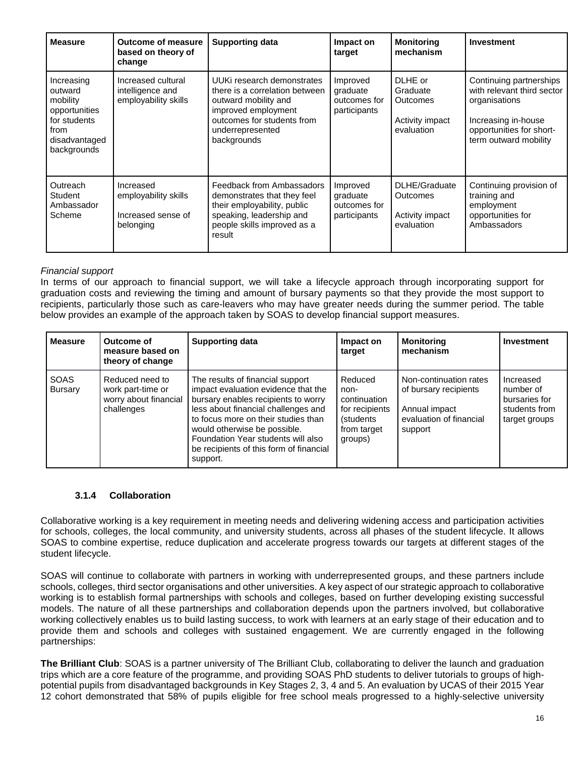| Measure | Outcome of measure based on theory of change | Supporting data | Impact on target | Monitoring mechanism | Investment |
|---|---|---|---|---|---|
| Increasing outward mobility opportunities for students from disadvantaged backgrounds | Increased cultural intelligence and employability skills | UUKi research demonstrates there is a correlation between outward mobility and improved employment outcomes for students from underrepresented backgrounds | Improved graduate outcomes for participants | DLHE or Graduate Outcomes<br><br>Activity impact evaluation | Continuing partnerships with relevant third sector organisations<br><br>Increasing in-house opportunities for short-term outward mobility |
| Outreach Student Ambassador Scheme | Increased employability skills<br><br>Increased sense of belonging | Feedback from Ambassadors demonstrates that they feel their employability, public speaking, leadership and people skills improved as a result | Improved graduate outcomes for participants | DLHE/Graduate Outcomes<br><br>Activity impact evaluation | Continuing provision of training and employment opportunities for Ambassadors |

*Financial support*

In terms of our approach to financial support, we will take a lifecycle approach through incorporating support for graduation costs and reviewing the timing and amount of bursary payments so that they provide the most support to recipients, particularly those such as care-leavers who may have greater needs during the summer period. The table below provides an example of the approach taken by SOAS to develop financial support measures.

| Measure | Outcome of measure based on theory of change | Supporting data | Impact on target | Monitoring mechanism | Investment |
|---|---|---|---|---|---|
| SOAS Bursary | Reduced need to work part-time or worry about financial challenges | The results of financial support impact evaluation evidence that the bursary enables recipients to worry less about financial challenges and to focus more on their studies than would otherwise be possible. Foundation Year students will also be recipients of this form of financial support. | Reduced non-continuation for recipients (students from target groups) | Non-continuation rates of bursary recipients<br><br>Annual impact evaluation of financial support | Increased number of bursaries for students from target groups |

### 3.1.4 Collaboration

Collaborative working is a key requirement in meeting needs and delivering widening access and participation activities for schools, colleges, the local community, and university students, across all phases of the student lifecycle. It allows SOAS to combine expertise, reduce duplication and accelerate progress towards our targets at different stages of the student lifecycle.

SOAS will continue to collaborate with partners in working with underrepresented groups, and these partners include schools, colleges, third sector organisations and other universities. A key aspect of our strategic approach to collaborative working is to establish formal partnerships with schools and colleges, based on further developing existing successful models. The nature of all these partnerships and collaboration depends upon the partners involved, but collaborative working collectively enables us to build lasting success, to work with learners at an early stage of their education and to provide them and schools and colleges with sustained engagement. We are currently engaged in the following partnerships:

**The Brilliant Club**: SOAS is a partner university of The Brilliant Club, collaborating to deliver the launch and graduation trips which are a core feature of the programme, and providing SOAS PhD students to deliver tutorials to groups of high-potential pupils from disadvantaged backgrounds in Key Stages 2, 3, 4 and 5. An evaluation by UCAS of their 2015 Year 12 cohort demonstrated that 58% of pupils eligible for free school meals progressed to a highly-selective university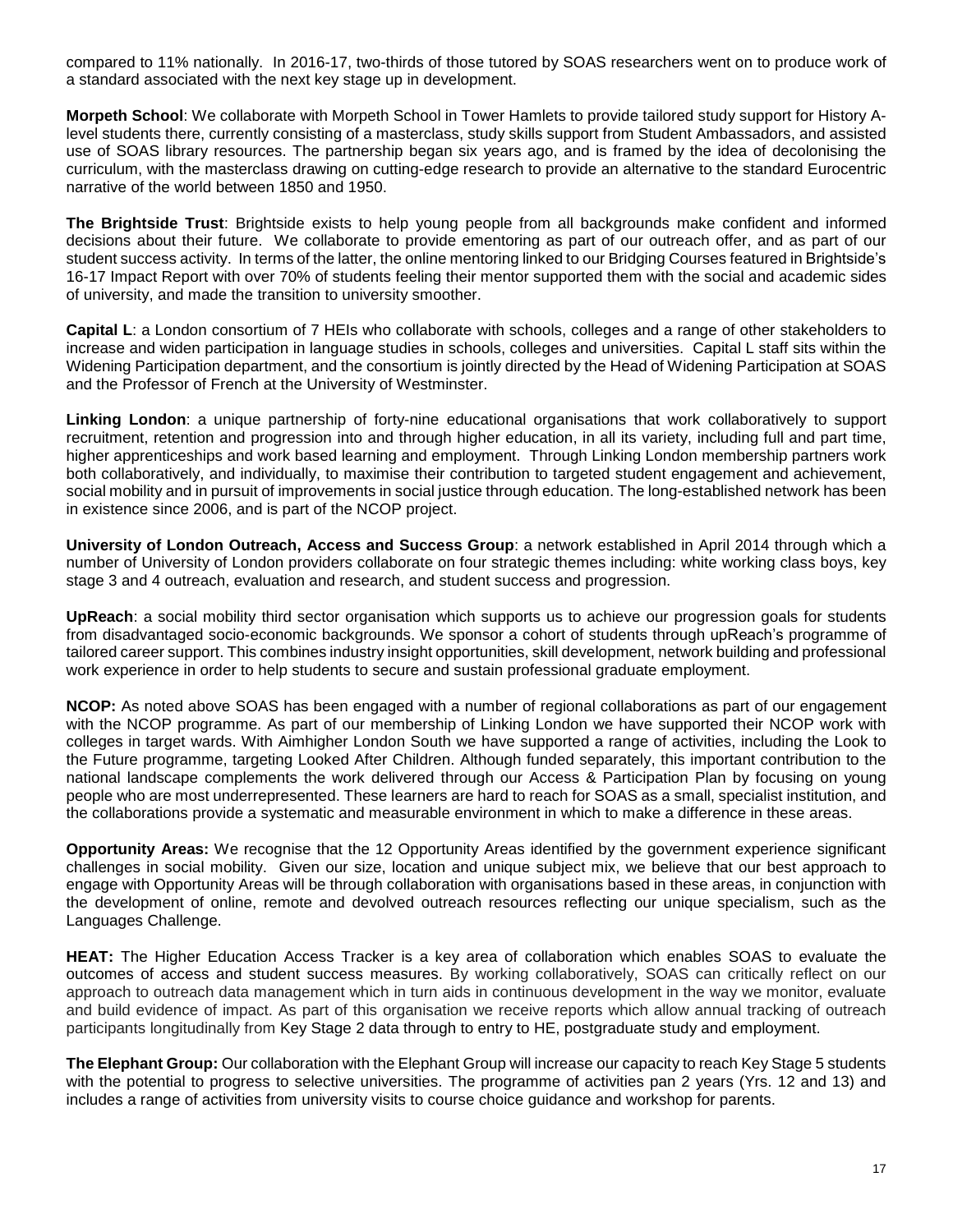compared to 11% nationally. In 2016-17, two-thirds of those tutored by SOAS researchers went on to produce work of a standard associated with the next key stage up in development.

**Morpeth School**: We collaborate with Morpeth School in Tower Hamlets to provide tailored study support for History A-level students there, currently consisting of a masterclass, study skills support from Student Ambassadors, and assisted use of SOAS library resources. The partnership began six years ago, and is framed by the idea of decolonising the curriculum, with the masterclass drawing on cutting-edge research to provide an alternative to the standard Eurocentric narrative of the world between 1850 and 1950.

**The Brightside Trust**: Brightside exists to help young people from all backgrounds make confident and informed decisions about their future. We collaborate to provide ementoring as part of our outreach offer, and as part of our student success activity. In terms of the latter, the online mentoring linked to our Bridging Courses featured in Brightside's 16-17 Impact Report with over 70% of students feeling their mentor supported them with the social and academic sides of university, and made the transition to university smoother.

**Capital L**: a London consortium of 7 HEIs who collaborate with schools, colleges and a range of other stakeholders to increase and widen participation in language studies in schools, colleges and universities. Capital L staff sits within the Widening Participation department, and the consortium is jointly directed by the Head of Widening Participation at SOAS and the Professor of French at the University of Westminster.

**Linking London**: a unique partnership of forty-nine educational organisations that work collaboratively to support recruitment, retention and progression into and through higher education, in all its variety, including full and part time, higher apprenticeships and work based learning and employment. Through Linking London membership partners work both collaboratively, and individually, to maximise their contribution to targeted student engagement and achievement, social mobility and in pursuit of improvements in social justice through education. The long-established network has been in existence since 2006, and is part of the NCOP project.

**University of London Outreach, Access and Success Group**: a network established in April 2014 through which a number of University of London providers collaborate on four strategic themes including: white working class boys, key stage 3 and 4 outreach, evaluation and research, and student success and progression.

**UpReach**: a social mobility third sector organisation which supports us to achieve our progression goals for students from disadvantaged socio-economic backgrounds. We sponsor a cohort of students through upReach's programme of tailored career support. This combines industry insight opportunities, skill development, network building and professional work experience in order to help students to secure and sustain professional graduate employment.

**NCOP:** As noted above SOAS has been engaged with a number of regional collaborations as part of our engagement with the NCOP programme. As part of our membership of Linking London we have supported their NCOP work with colleges in target wards. With Aimhigher London South we have supported a range of activities, including the Look to the Future programme, targeting Looked After Children. Although funded separately, this important contribution to the national landscape complements the work delivered through our Access & Participation Plan by focusing on young people who are most underrepresented. These learners are hard to reach for SOAS as a small, specialist institution, and the collaborations provide a systematic and measurable environment in which to make a difference in these areas.

**Opportunity Areas:** We recognise that the 12 Opportunity Areas identified by the government experience significant challenges in social mobility. Given our size, location and unique subject mix, we believe that our best approach to engage with Opportunity Areas will be through collaboration with organisations based in these areas, in conjunction with the development of online, remote and devolved outreach resources reflecting our unique specialism, such as the Languages Challenge.

**HEAT:** The Higher Education Access Tracker is a key area of collaboration which enables SOAS to evaluate the outcomes of access and student success measures. By working collaboratively, SOAS can critically reflect on our approach to outreach data management which in turn aids in continuous development in the way we monitor, evaluate and build evidence of impact. As part of this organisation we receive reports which allow annual tracking of outreach participants longitudinally from Key Stage 2 data through to entry to HE, postgraduate study and employment.

**The Elephant Group:** Our collaboration with the Elephant Group will increase our capacity to reach Key Stage 5 students with the potential to progress to selective universities. The programme of activities pan 2 years (Yrs. 12 and 13) and includes a range of activities from university visits to course choice guidance and workshop for parents.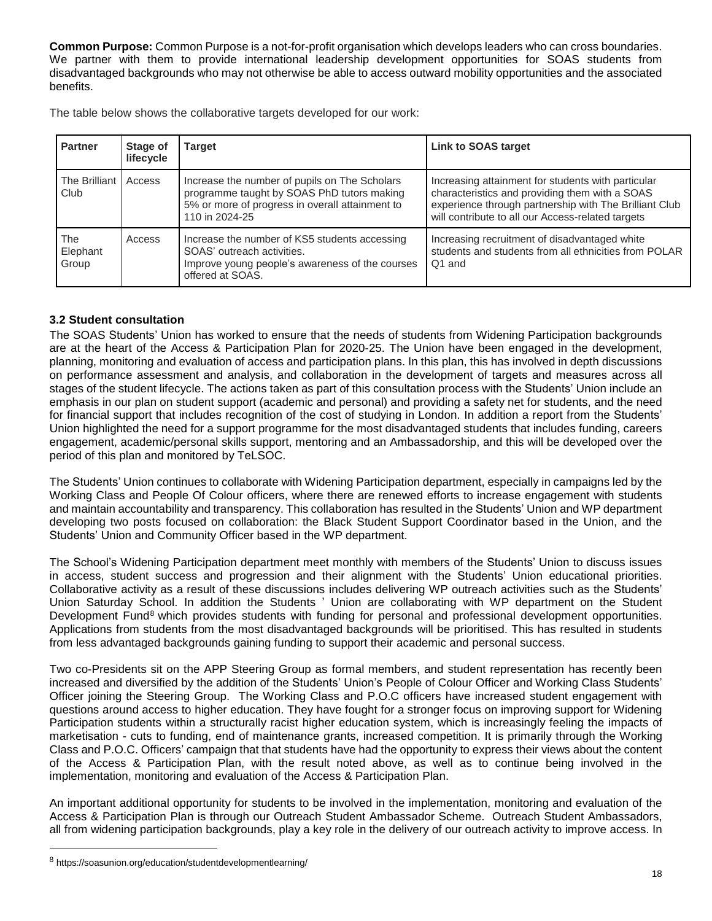**Common Purpose:** Common Purpose is a not-for-profit organisation which develops leaders who can cross boundaries. We partner with them to provide international leadership development opportunities for SOAS students from disadvantaged backgrounds who may not otherwise be able to access outward mobility opportunities and the associated benefits.

The table below shows the collaborative targets developed for our work:

| Partner | Stage of lifecycle | Target | Link to SOAS target |
|---|---|---|---|
| The Brilliant Club | Access | Increase the number of pupils on The Scholars programme taught by SOAS PhD tutors making 5% or more of progress in overall attainment to 110 in 2024-25 | Increasing attainment for students with particular characteristics and providing them with a SOAS experience through partnership with The Brilliant Club will contribute to all our Access-related targets |
| The Elephant Group | Access | Increase the number of KS5 students accessing SOAS' outreach activities. Improve young people's awareness of the courses offered at SOAS. | Increasing recruitment of disadvantaged white students and students from all ethnicities from POLAR Q1 and |

### 3.2 Student consultation

The SOAS Students' Union has worked to ensure that the needs of students from Widening Participation backgrounds are at the heart of the Access & Participation Plan for 2020-25. The Union have been engaged in the development, planning, monitoring and evaluation of access and participation plans. In this plan, this has involved in depth discussions on performance assessment and analysis, and collaboration in the development of targets and measures across all stages of the student lifecycle. The actions taken as part of this consultation process with the Students' Union include an emphasis in our plan on student support (academic and personal) and providing a safety net for students, and the need for financial support that includes recognition of the cost of studying in London. In addition a report from the Students' Union highlighted the need for a support programme for the most disadvantaged students that includes funding, careers engagement, academic/personal skills support, mentoring and an Ambassadorship, and this will be developed over the period of this plan and monitored by TeLSOC.

The Students' Union continues to collaborate with Widening Participation department, especially in campaigns led by the Working Class and People Of Colour officers, where there are renewed efforts to increase engagement with students and maintain accountability and transparency. This collaboration has resulted in the Students' Union and WP department developing two posts focused on collaboration: the Black Student Support Coordinator based in the Union, and the Students' Union and Community Officer based in the WP department.

The School's Widening Participation department meet monthly with members of the Students' Union to discuss issues in access, student success and progression and their alignment with the Students' Union educational priorities. Collaborative activity as a result of these discussions includes delivering WP outreach activities such as the Students' Union Saturday School. In addition the Students ' Union are collaborating with WP department on the Student Development Fund[8] which provides students with funding for personal and professional development opportunities. Applications from students from the most disadvantaged backgrounds will be prioritised. This has resulted in students from less advantaged backgrounds gaining funding to support their academic and personal success.

Two co-Presidents sit on the APP Steering Group as formal members, and student representation has recently been increased and diversified by the addition of the Students' Union's People of Colour Officer and Working Class Students' Officer joining the Steering Group. The Working Class and P.O.C officers have increased student engagement with questions around access to higher education. They have fought for a stronger focus on improving support for Widening Participation students within a structurally racist higher education system, which is increasingly feeling the impacts of marketisation - cuts to funding, end of maintenance grants, increased competition. It is primarily through the Working Class and P.O.C. Officers' campaign that that students have had the opportunity to express their views about the content of the Access & Participation Plan, with the result noted above, as well as to continue being involved in the implementation, monitoring and evaluation of the Access & Participation Plan.

An important additional opportunity for students to be involved in the implementation, monitoring and evaluation of the Access & Participation Plan is through our Outreach Student Ambassador Scheme. Outreach Student Ambassadors, all from widening participation backgrounds, play a key role in the delivery of our outreach activity to improve access. In

[8] https://soasunion.org/education/studentdevelopmentlearning/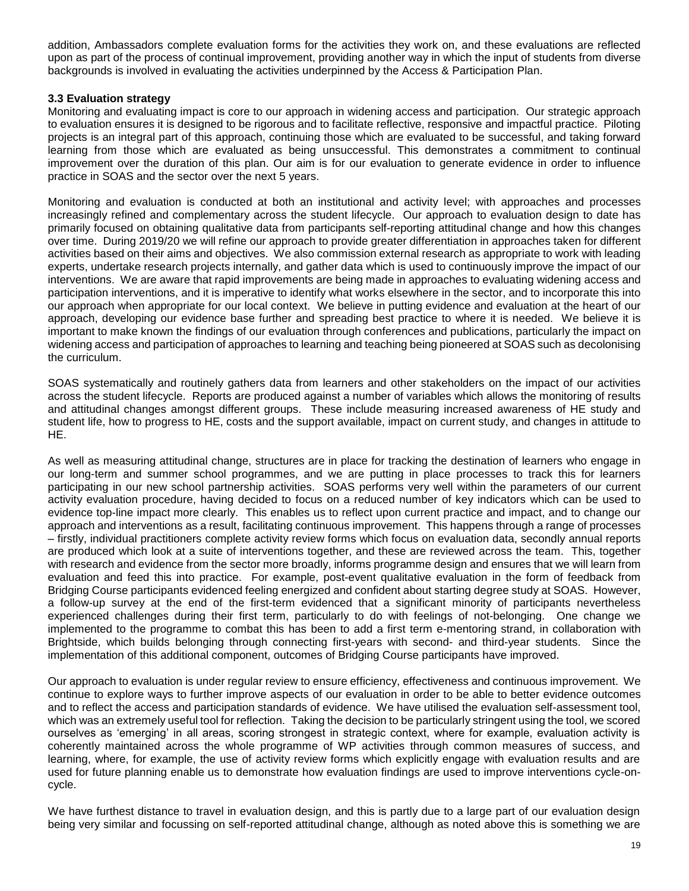addition, Ambassadors complete evaluation forms for the activities they work on, and these evaluations are reflected upon as part of the process of continual improvement, providing another way in which the input of students from diverse backgrounds is involved in evaluating the activities underpinned by the Access & Participation Plan.

### 3.3 Evaluation strategy

Monitoring and evaluating impact is core to our approach in widening access and participation. Our strategic approach to evaluation ensures it is designed to be rigorous and to facilitate reflective, responsive and impactful practice. Piloting projects is an integral part of this approach, continuing those which are evaluated to be successful, and taking forward learning from those which are evaluated as being unsuccessful. This demonstrates a commitment to continual improvement over the duration of this plan. Our aim is for our evaluation to generate evidence in order to influence practice in SOAS and the sector over the next 5 years.

Monitoring and evaluation is conducted at both an institutional and activity level; with approaches and processes increasingly refined and complementary across the student lifecycle. Our approach to evaluation design to date has primarily focused on obtaining qualitative data from participants self-reporting attitudinal change and how this changes over time. During 2019/20 we will refine our approach to provide greater differentiation in approaches taken for different activities based on their aims and objectives. We also commission external research as appropriate to work with leading experts, undertake research projects internally, and gather data which is used to continuously improve the impact of our interventions. We are aware that rapid improvements are being made in approaches to evaluating widening access and participation interventions, and it is imperative to identify what works elsewhere in the sector, and to incorporate this into our approach when appropriate for our local context. We believe in putting evidence and evaluation at the heart of our approach, developing our evidence base further and spreading best practice to where it is needed. We believe it is important to make known the findings of our evaluation through conferences and publications, particularly the impact on widening access and participation of approaches to learning and teaching being pioneered at SOAS such as decolonising the curriculum.

SOAS systematically and routinely gathers data from learners and other stakeholders on the impact of our activities across the student lifecycle. Reports are produced against a number of variables which allows the monitoring of results and attitudinal changes amongst different groups. These include measuring increased awareness of HE study and student life, how to progress to HE, costs and the support available, impact on current study, and changes in attitude to HE.

As well as measuring attitudinal change, structures are in place for tracking the destination of learners who engage in our long-term and summer school programmes, and we are putting in place processes to track this for learners participating in our new school partnership activities. SOAS performs very well within the parameters of our current activity evaluation procedure, having decided to focus on a reduced number of key indicators which can be used to evidence top-line impact more clearly. This enables us to reflect upon current practice and impact, and to change our approach and interventions as a result, facilitating continuous improvement. This happens through a range of processes – firstly, individual practitioners complete activity review forms which focus on evaluation data, secondly annual reports are produced which look at a suite of interventions together, and these are reviewed across the team. This, together with research and evidence from the sector more broadly, informs programme design and ensures that we will learn from evaluation and feed this into practice. For example, post-event qualitative evaluation in the form of feedback from Bridging Course participants evidenced feeling energized and confident about starting degree study at SOAS. However, a follow-up survey at the end of the first-term evidenced that a significant minority of participants nevertheless experienced challenges during their first term, particularly to do with feelings of not-belonging. One change we implemented to the programme to combat this has been to add a first term e-mentoring strand, in collaboration with Brightside, which builds belonging through connecting first-years with second- and third-year students. Since the implementation of this additional component, outcomes of Bridging Course participants have improved.

Our approach to evaluation is under regular review to ensure efficiency, effectiveness and continuous improvement. We continue to explore ways to further improve aspects of our evaluation in order to be able to better evidence outcomes and to reflect the access and participation standards of evidence. We have utilised the evaluation self-assessment tool, which was an extremely useful tool for reflection. Taking the decision to be particularly stringent using the tool, we scored ourselves as 'emerging' in all areas, scoring strongest in strategic context, where for example, evaluation activity is coherently maintained across the whole programme of WP activities through common measures of success, and learning, where, for example, the use of activity review forms which explicitly engage with evaluation results and are used for future planning enable us to demonstrate how evaluation findings are used to improve interventions cycle-on-cycle.

We have furthest distance to travel in evaluation design, and this is partly due to a large part of our evaluation design being very similar and focussing on self-reported attitudinal change, although as noted above this is something we are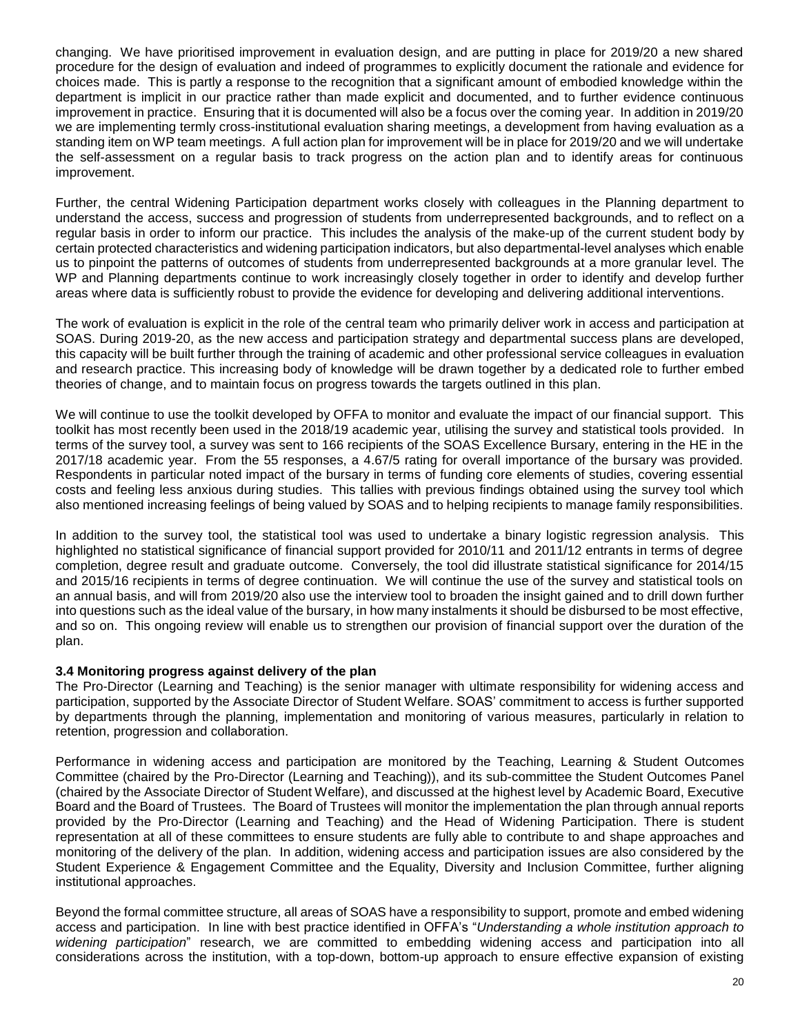changing. We have prioritised improvement in evaluation design, and are putting in place for 2019/20 a new shared procedure for the design of evaluation and indeed of programmes to explicitly document the rationale and evidence for choices made. This is partly a response to the recognition that a significant amount of embodied knowledge within the department is implicit in our practice rather than made explicit and documented, and to further evidence continuous improvement in practice. Ensuring that it is documented will also be a focus over the coming year. In addition in 2019/20 we are implementing termly cross-institutional evaluation sharing meetings, a development from having evaluation as a standing item on WP team meetings. A full action plan for improvement will be in place for 2019/20 and we will undertake the self-assessment on a regular basis to track progress on the action plan and to identify areas for continuous improvement.

Further, the central Widening Participation department works closely with colleagues in the Planning department to understand the access, success and progression of students from underrepresented backgrounds, and to reflect on a regular basis in order to inform our practice. This includes the analysis of the make-up of the current student body by certain protected characteristics and widening participation indicators, but also departmental-level analyses which enable us to pinpoint the patterns of outcomes of students from underrepresented backgrounds at a more granular level. The WP and Planning departments continue to work increasingly closely together in order to identify and develop further areas where data is sufficiently robust to provide the evidence for developing and delivering additional interventions.

The work of evaluation is explicit in the role of the central team who primarily deliver work in access and participation at SOAS. During 2019-20, as the new access and participation strategy and departmental success plans are developed, this capacity will be built further through the training of academic and other professional service colleagues in evaluation and research practice. This increasing body of knowledge will be drawn together by a dedicated role to further embed theories of change, and to maintain focus on progress towards the targets outlined in this plan.

We will continue to use the toolkit developed by OFFA to monitor and evaluate the impact of our financial support. This toolkit has most recently been used in the 2018/19 academic year, utilising the survey and statistical tools provided. In terms of the survey tool, a survey was sent to 166 recipients of the SOAS Excellence Bursary, entering in the HE in the 2017/18 academic year. From the 55 responses, a 4.67/5 rating for overall importance of the bursary was provided. Respondents in particular noted impact of the bursary in terms of funding core elements of studies, covering essential costs and feeling less anxious during studies. This tallies with previous findings obtained using the survey tool which also mentioned increasing feelings of being valued by SOAS and to helping recipients to manage family responsibilities.

In addition to the survey tool, the statistical tool was used to undertake a binary logistic regression analysis. This highlighted no statistical significance of financial support provided for 2010/11 and 2011/12 entrants in terms of degree completion, degree result and graduate outcome. Conversely, the tool did illustrate statistical significance for 2014/15 and 2015/16 recipients in terms of degree continuation. We will continue the use of the survey and statistical tools on an annual basis, and will from 2019/20 also use the interview tool to broaden the insight gained and to drill down further into questions such as the ideal value of the bursary, in how many instalments it should be disbursed to be most effective, and so on. This ongoing review will enable us to strengthen our provision of financial support over the duration of the plan.

**3.4 Monitoring progress against delivery of the plan**

The Pro-Director (Learning and Teaching) is the senior manager with ultimate responsibility for widening access and participation, supported by the Associate Director of Student Welfare. SOAS' commitment to access is further supported by departments through the planning, implementation and monitoring of various measures, particularly in relation to retention, progression and collaboration.

Performance in widening access and participation are monitored by the Teaching, Learning & Student Outcomes Committee (chaired by the Pro-Director (Learning and Teaching)), and its sub-committee the Student Outcomes Panel (chaired by the Associate Director of Student Welfare), and discussed at the highest level by Academic Board, Executive Board and the Board of Trustees. The Board of Trustees will monitor the implementation the plan through annual reports provided by the Pro-Director (Learning and Teaching) and the Head of Widening Participation. There is student representation at all of these committees to ensure students are fully able to contribute to and shape approaches and monitoring of the delivery of the plan. In addition, widening access and participation issues are also considered by the Student Experience & Engagement Committee and the Equality, Diversity and Inclusion Committee, further aligning institutional approaches.

Beyond the formal committee structure, all areas of SOAS have a responsibility to support, promote and embed widening access and participation. In line with best practice identified in OFFA's "*Understanding a whole institution approach to widening participation*" research, we are committed to embedding widening access and participation into all considerations across the institution, with a top-down, bottom-up approach to ensure effective expansion of existing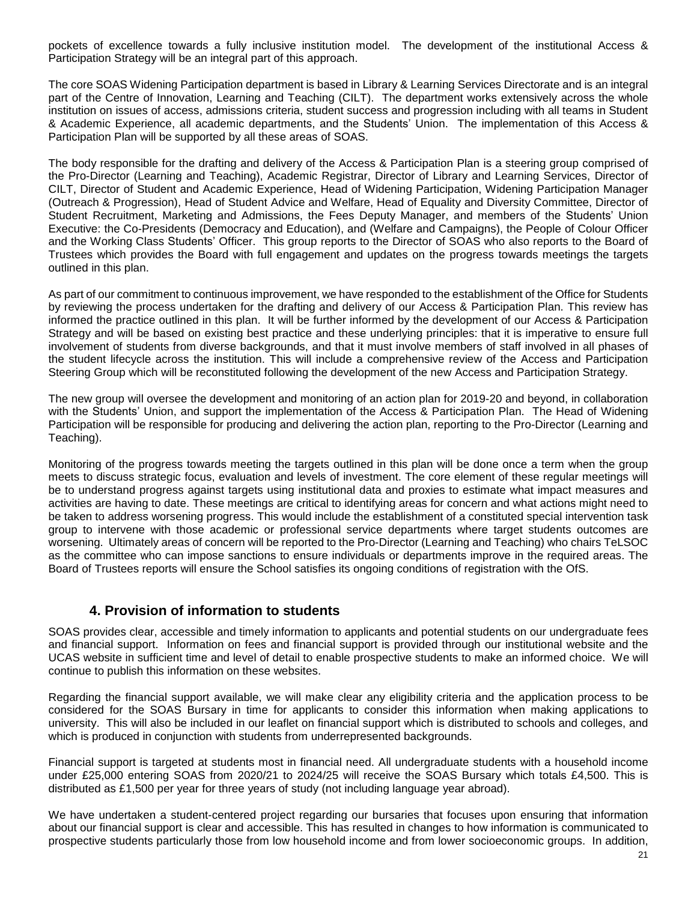pockets of excellence towards a fully inclusive institution model. The development of the institutional Access & Participation Strategy will be an integral part of this approach.

The core SOAS Widening Participation department is based in Library & Learning Services Directorate and is an integral part of the Centre of Innovation, Learning and Teaching (CILT). The department works extensively across the whole institution on issues of access, admissions criteria, student success and progression including with all teams in Student & Academic Experience, all academic departments, and the Students' Union. The implementation of this Access & Participation Plan will be supported by all these areas of SOAS.

The body responsible for the drafting and delivery of the Access & Participation Plan is a steering group comprised of the Pro-Director (Learning and Teaching), Academic Registrar, Director of Library and Learning Services, Director of CILT, Director of Student and Academic Experience, Head of Widening Participation, Widening Participation Manager (Outreach & Progression), Head of Student Advice and Welfare, Head of Equality and Diversity Committee, Director of Student Recruitment, Marketing and Admissions, the Fees Deputy Manager, and members of the Students' Union Executive: the Co-Presidents (Democracy and Education), and (Welfare and Campaigns), the People of Colour Officer and the Working Class Students' Officer. This group reports to the Director of SOAS who also reports to the Board of Trustees which provides the Board with full engagement and updates on the progress towards meetings the targets outlined in this plan.

As part of our commitment to continuous improvement, we have responded to the establishment of the Office for Students by reviewing the process undertaken for the drafting and delivery of our Access & Participation Plan. This review has informed the practice outlined in this plan. It will be further informed by the development of our Access & Participation Strategy and will be based on existing best practice and these underlying principles: that it is imperative to ensure full involvement of students from diverse backgrounds, and that it must involve members of staff involved in all phases of the student lifecycle across the institution. This will include a comprehensive review of the Access and Participation Steering Group which will be reconstituted following the development of the new Access and Participation Strategy.

The new group will oversee the development and monitoring of an action plan for 2019-20 and beyond, in collaboration with the Students' Union, and support the implementation of the Access & Participation Plan. The Head of Widening Participation will be responsible for producing and delivering the action plan, reporting to the Pro-Director (Learning and Teaching).

Monitoring of the progress towards meeting the targets outlined in this plan will be done once a term when the group meets to discuss strategic focus, evaluation and levels of investment. The core element of these regular meetings will be to understand progress against targets using institutional data and proxies to estimate what impact measures and activities are having to date. These meetings are critical to identifying areas for concern and what actions might need to be taken to address worsening progress. This would include the establishment of a constituted special intervention task group to intervene with those academic or professional service departments where target students outcomes are worsening. Ultimately areas of concern will be reported to the Pro-Director (Learning and Teaching) who chairs TeLSOC as the committee who can impose sanctions to ensure individuals or departments improve in the required areas. The Board of Trustees reports will ensure the School satisfies its ongoing conditions of registration with the OfS.

## 4. Provision of information to students

SOAS provides clear, accessible and timely information to applicants and potential students on our undergraduate fees and financial support. Information on fees and financial support is provided through our institutional website and the UCAS website in sufficient time and level of detail to enable prospective students to make an informed choice. We will continue to publish this information on these websites.

Regarding the financial support available, we will make clear any eligibility criteria and the application process to be considered for the SOAS Bursary in time for applicants to consider this information when making applications to university. This will also be included in our leaflet on financial support which is distributed to schools and colleges, and which is produced in conjunction with students from underrepresented backgrounds.

Financial support is targeted at students most in financial need. All undergraduate students with a household income under £25,000 entering SOAS from 2020/21 to 2024/25 will receive the SOAS Bursary which totals £4,500. This is distributed as £1,500 per year for three years of study (not including language year abroad).

We have undertaken a student-centered project regarding our bursaries that focuses upon ensuring that information about our financial support is clear and accessible. This has resulted in changes to how information is communicated to prospective students particularly those from low household income and from lower socioeconomic groups. In addition,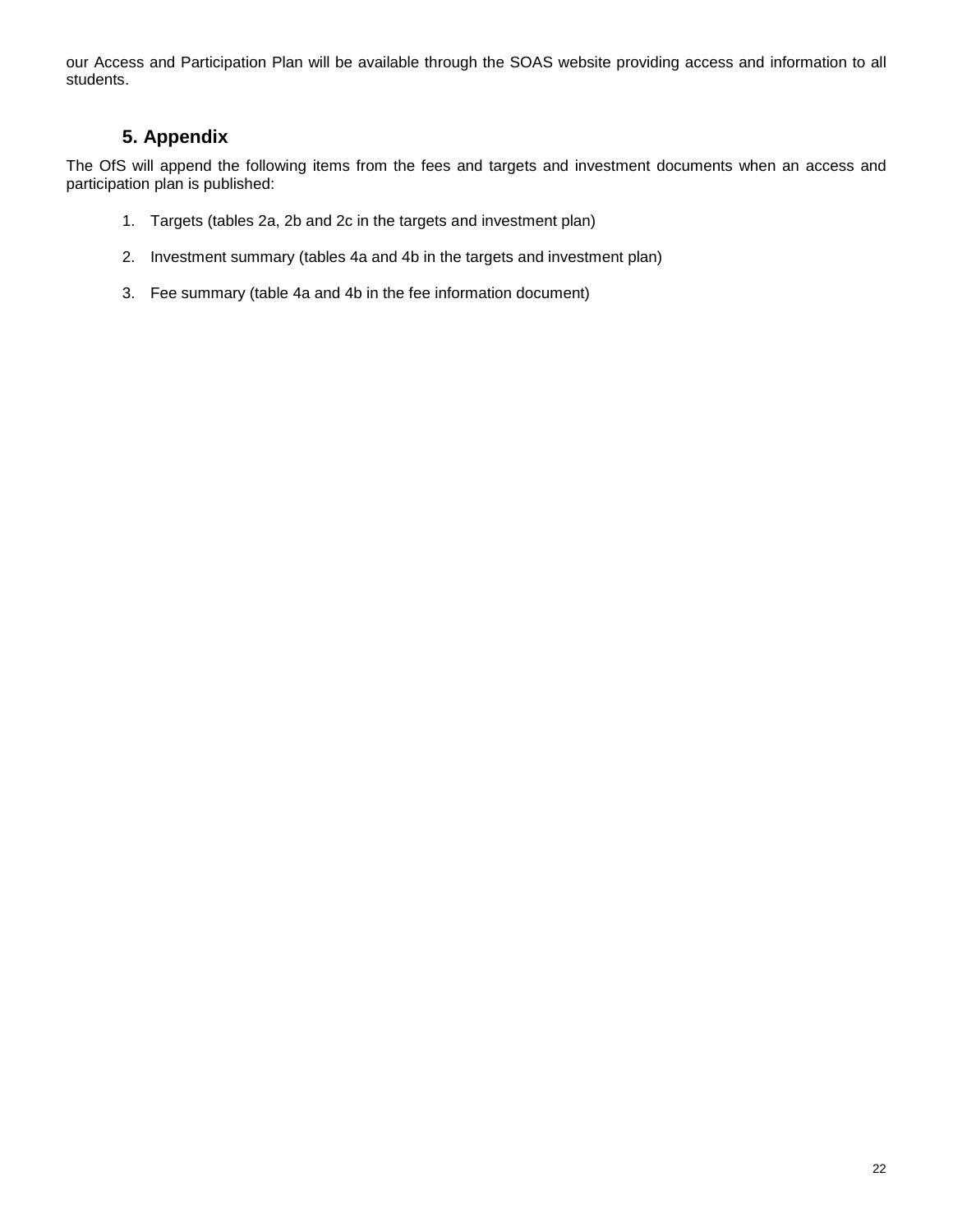our Access and Participation Plan will be available through the SOAS website providing access and information to all students.

## 5. Appendix

The OfS will append the following items from the fees and targets and investment documents when an access and participation plan is published:

1. Targets (tables 2a, 2b and 2c in the targets and investment plan)

2. Investment summary (tables 4a and 4b in the targets and investment plan)

3. Fee summary (table 4a and 4b in the fee information document)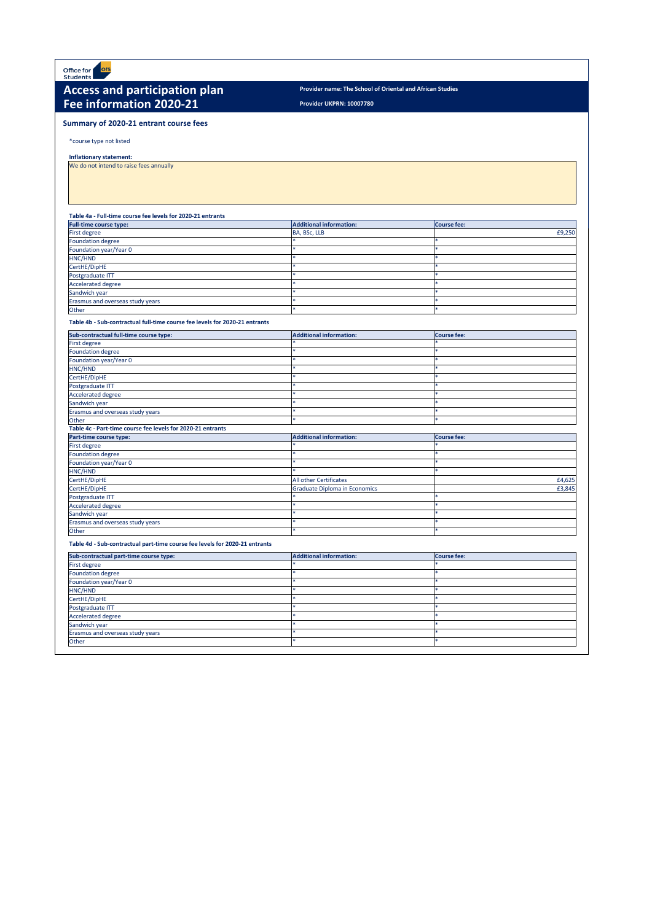Office for Students

# Access and participation plan
# Fee information 2020-21

**Provider name: The School of Oriental and African Studies**

**Provider UKPRN: 10007780**

## Summary of 2020-21 entrant course fees

*course type not listed

**Inflationary statement:**

We do not intend to raise fees annually

**Table 4a - Full-time course fee levels for 2020-21 entrants**

| Full-time course type: | Additional information: | Course fee: |
|---|---|---|
| First degree | BA, BSc, LLB | £9,250 |
| Foundation degree | * | * |
| Foundation year/Year 0 | * | * |
| HNC/HND | * | * |
| CertHE/DipHE | * | * |
| Postgraduate ITT | * | * |
| Accelerated degree | * | * |
| Sandwich year | * | * |
| Erasmus and overseas study years | * | * |
| Other | * | * |

**Table 4b - Sub-contractual full-time course fee levels for 2020-21 entrants**

| Sub-contractual full-time course type: | Additional information: | Course fee: |
|---|---|---|
| First degree | * | * |
| Foundation degree | * | * |
| Foundation year/Year 0 | * | * |
| HNC/HND | * | * |
| CertHE/DipHE | * | * |
| Postgraduate ITT | * | * |
| Accelerated degree | * | * |
| Sandwich year | * | * |
| Erasmus and overseas study years | * | * |
| Other | * | * |

**Table 4c - Part-time course fee levels for 2020-21 entrants**

| Part-time course type: | Additional information: | Course fee: |
|---|---|---|
| First degree | * | * |
| Foundation degree | * | * |
| Foundation year/Year 0 | * | * |
| HNC/HND | * | * |
| CertHE/DipHE | All other Certificates | £4,625 |
| CertHE/DipHE | Graduate Diploma in Economics | £3,845 |
| Postgraduate ITT | * | * |
| Accelerated degree | * | * |
| Sandwich year | * | * |
| Erasmus and overseas study years | * | * |
| Other | * | * |

**Table 4d - Sub-contractual part-time course fee levels for 2020-21 entrants**

| Sub-contractual part-time course type: | Additional information: | Course fee: |
|---|---|---|
| First degree | * | * |
| Foundation degree | * | * |
| Foundation year/Year 0 | * | * |
| HNC/HND | * | * |
| CertHE/DipHE | * | * |
| Postgraduate ITT | * | * |
| Accelerated degree | * | * |
| Sandwich year | * | * |
| Erasmus and overseas study years | * | * |
| Other | * | * |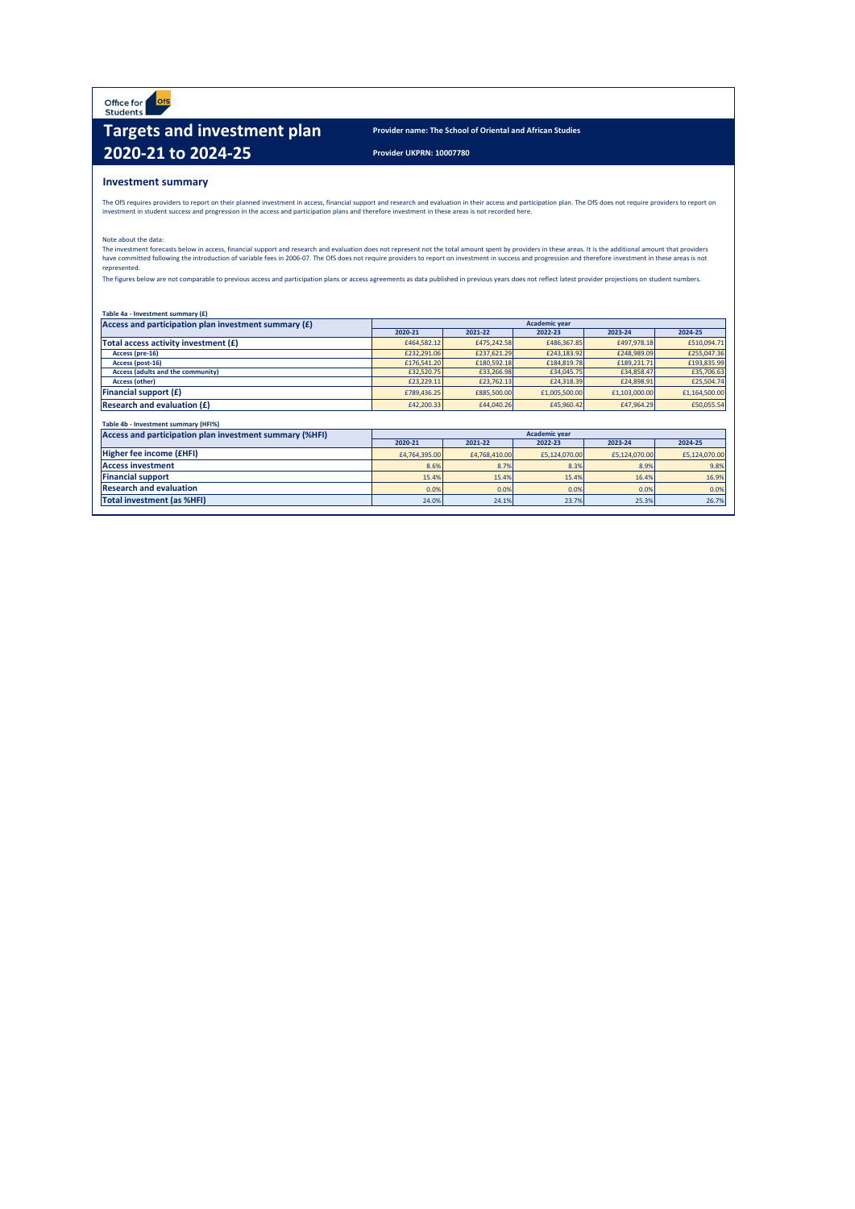Office for Students

# Targets and investment plan 2020-21 to 2024-25

**Provider name: The School of Oriental and African Studies**

**Provider UKPRN: 10007780**

## Investment summary

The OfS requires providers to report on their planned investment in access, financial support and research and evaluation in their access and participation plan. The OfS does not require providers to report on investment in student success and progression in the access and participation plans and therefore investment in these areas is not recorded here.

Note about the data:
The investment forecasts below in access, financial support and research and evaluation does not represent not the total amount spent by providers in these areas. It is the additional amount that providers have committed following the introduction of variable fees in 2006-07. The OfS does not require providers to report on investment in success and progression and therefore investment in these areas is not represented.

The figures below are not comparable to previous access and participation plans or access agreements as data published in previous years does not reflect latest provider projections on student numbers.

**Table 4a - Investment summary (£)**

| Access and participation plan investment summary (£) | Academic year | | | | |
|---|---|---|---|---|---|
| | 2020-21 | 2021-22 | 2022-23 | 2023-24 | 2024-25 |
| **Total access activity investment (£)** | £464,582.12 | £475,242.58 | £486,367.85 | £497,978.18 | £510,094.71 |
| Access (pre-16) | £232,291.06 | £237,621.29 | £243,183.92 | £248,989.09 | £255,047.36 |
| Access (post-16) | £176,541.20 | £180,592.18 | £184,819.78 | £189,231.71 | £193,835.99 |
| Access (adults and the community) | £32,520.75 | £33,266.98 | £34,045.75 | £34,858.47 | £35,706.63 |
| Access (other) | £23,229.11 | £23,762.13 | £24,318.39 | £24,898.91 | £25,504.74 |
| **Financial support (£)** | £789,436.25 | £885,500.00 | £1,005,500.00 | £1,103,000.00 | £1,164,500.00 |
| **Research and evaluation (£)** | £42,200.33 | £44,040.26 | £45,960.42 | £47,964.29 | £50,055.54 |

**Table 4b - Investment summary (HFI%)**

| Access and participation plan investment summary (%HFI) | Academic year | | | | |
|---|---|---|---|---|---|
| | 2020-21 | 2021-22 | 2022-23 | 2023-24 | 2024-25 |
| **Higher fee income (£HFI)** | £4,764,395.00 | £4,768,410.00 | £5,124,070.00 | £5,124,070.00 | £5,124,070.00 |
| **Access investment** | 8.6% | 8.7% | 8.3% | 8.9% | 9.8% |
| **Financial support** | 15.4% | 15.4% | 15.4% | 16.4% | 16.9% |
| **Research and evaluation** | 0.0% | 0.0% | 0.0% | 0.0% | 0.0% |
| **Total investment (as %HFI)** | 24.0% | 24.1% | 23.7% | 25.3% | 26.7% |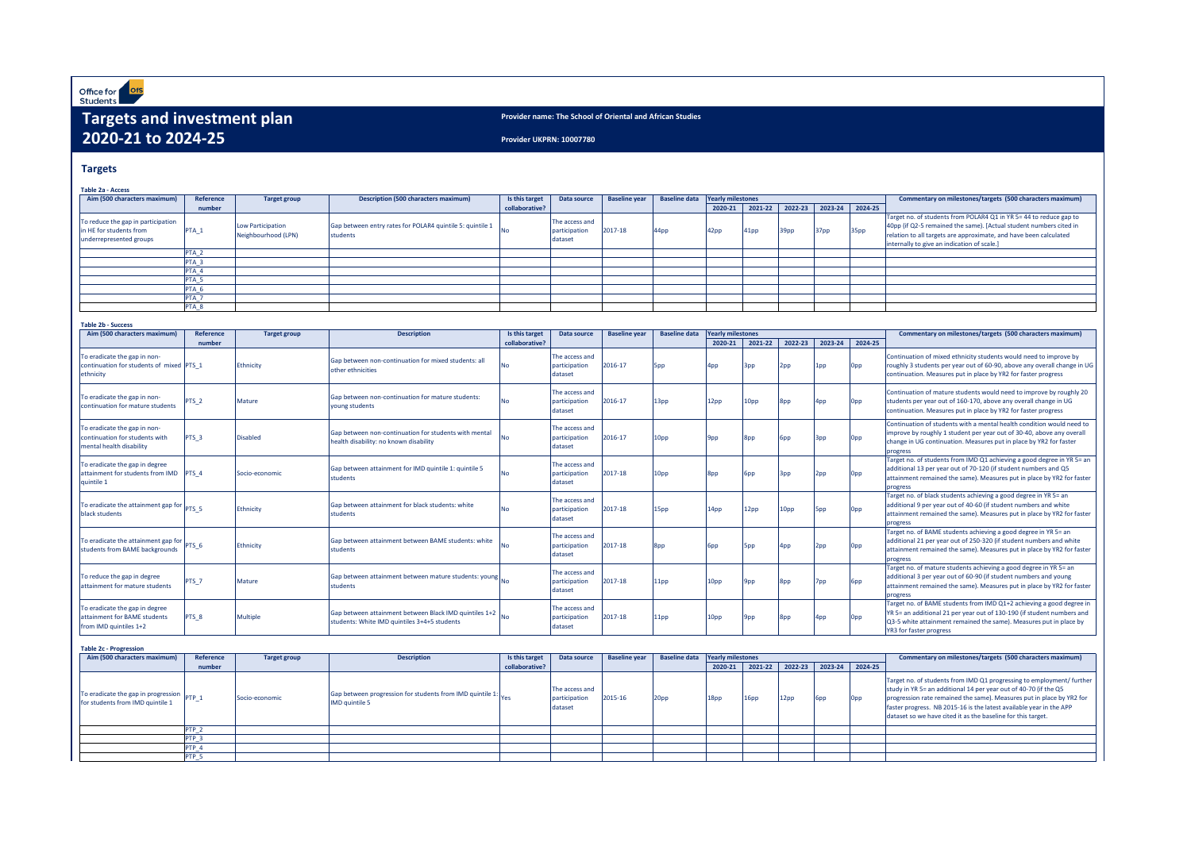Office for Students

# Targets and investment plan 2020-21 to 2024-25

**Provider name: The School of Oriental and African Studies**

**Provider UKPRN: 10007780**

## Targets

**Table 2a - Access**

| Aim (500 characters maximum) | Reference number | Target group | Description (500 characters maximum) | Is this target collaborative? | Data source | Baseline year | Baseline data | Yearly milestones 2020-21 | 2021-22 | 2022-23 | 2023-24 | 2024-25 | Commentary on milestones/targets (500 characters maximum) |
|---|---|---|---|---|---|---|---|---|---|---|---|---|---|
| To reduce the gap in participation in HE for students from underrepresented groups | PTA_1 | Low Participation Neighbourhood (LPN) | Gap between entry rates for POLAR4 quintile 5: quintile 1 students | No | The access and participation dataset | 2017-18 | 44pp | 42pp | 41pp | 39pp | 37pp | 35pp | Target no. of students from POLAR4 Q1 in YR 5= 44 to reduce gap to 40pp (if Q2-5 remained the same). [Actual student numbers cited in relation to all targets are approximate, and have been calculated internally to give an indication of scale.] |
| | PTA_2 | | | | | | | | | | | | |
| | PTA_3 | | | | | | | | | | | | |
| | PTA_4 | | | | | | | | | | | | |
| | PTA_5 | | | | | | | | | | | | |
| | PTA_6 | | | | | | | | | | | | |
| | PTA_7 | | | | | | | | | | | | |
| | PTA_8 | | | | | | | | | | | | |

**Table 2b - Success**

| Aim (500 characters maximum) | Reference number | Target group | Description | Is this target collaborative? | Data source | Baseline year | Baseline data | Yearly milestones 2020-21 | 2021-22 | 2022-23 | 2023-24 | 2024-25 | Commentary on milestones/targets (500 characters maximum) |
|---|---|---|---|---|---|---|---|---|---|---|---|---|---|
| To eradicate the gap in non-continuation for students of mixed ethnicity | PTS_1 | Ethnicity | Gap between non-continuation for mixed students: all other ethnicities | No | The access and participation dataset | 2016-17 | 5pp | 4pp | 3pp | 2pp | 1pp | 0pp | Continuation of mixed ethnicity students would need to improve by roughly 3 students per year out of 60-90, above any overall change in UG continuation. Measures put in place by YR2 for faster progress |
| To eradicate the gap in non-continuation for mature students | PTS_2 | Mature | Gap between non-continuation for mature students: young students | No | The access and participation dataset | 2016-17 | 13pp | 12pp | 10pp | 8pp | 4pp | 0pp | Continuation of mature students would need to improve by roughly 20 students per year out of 160-170, above any overall change in UG continuation. Measures put in place by YR2 for faster progress |
| To eradicate the gap in non-continuation for students with mental health disability | PTS_3 | Disabled | Gap between non-continuation for students with mental health disability: no known disability | No | The access and participation dataset | 2016-17 | 10pp | 9pp | 8pp | 6pp | 3pp | 0pp | Continuation of students with a mental health condition would need to improve by roughly 1 student per year out of 30-40, above any overall change in UG continuation. Measures put in place by YR2 for faster progress |
| To eradicate the gap in degree attainment for students from IMD quintile 1 | PTS_4 | Socio-economic | Gap between attainment for IMD quintile 1: quintile 5 students | No | The access and participation dataset | 2017-18 | 10pp | 8pp | 6pp | 3pp | 2pp | 0pp | Target no. of students from IMD Q1 achieving a good degree in YR 5= an additional 13 per year out of 70-120 (if student numbers and Q5 attainment remained the same). Measures put in place by YR2 for faster progress |
| To eradicate the attainment gap for black students | PTS_5 | Ethnicity | Gap between attainment for black students: white students | No | The access and participation dataset | 2017-18 | 15pp | 14pp | 12pp | 10pp | 5pp | 0pp | Target no. of black students achieving a good degree in YR 5= an additional 9 per year out of 40-60 (if student numbers and white attainment remained the same). Measures put in place by YR2 for faster progress |
| To eradicate the attainment gap for students from BAME backgrounds | PTS_6 | Ethnicity | Gap between attainment between BAME students: white students | No | The access and participation dataset | 2017-18 | 8pp | 6pp | 5pp | 4pp | 2pp | 0pp | Target no. of BAME students achieving a good degree in YR 5= an additional 21 per year out of 250-320 (if student numbers and white attainment remained the same). Measures put in place by YR2 for faster progress |
| To reduce the gap in degree attainment for mature students | PTS_7 | Mature | Gap between attainment between mature students: young students | No | The access and participation dataset | 2017-18 | 11pp | 10pp | 9pp | 8pp | 7pp | 6pp | Target no. of mature students achieving a good degree in YR 5= an additional 3 per year out of 60-90 (if student numbers and young attainment remained the same). Measures put in place by YR2 for faster progress |
| To eradicate the gap in degree attainment for BAME students from IMD quintiles 1+2 | PTS_8 | Multiple | Gap between attainment between Black IMD quintiles 1+2 students: White IMD quintiles 3+4+5 students | No | The access and participation dataset | 2017-18 | 11pp | 10pp | 9pp | 8pp | 4pp | 0pp | Target no. of BAME students from IMD Q1+2 achieving a good degree in YR 5= an additional 21 per year out of 130-190 (if student numbers and Q3-5 white attainment remained the same). Measures put in place by YR3 for faster progress |

**Table 2c - Progression**

| Aim (500 characters maximum) | Reference number | Target group | Description | Is this target collaborative? | Data source | Baseline year | Baseline data | Yearly milestones 2020-21 | 2021-22 | 2022-23 | 2023-24 | 2024-25 | Commentary on milestones/targets (500 characters maximum) |
|---|---|---|---|---|---|---|---|---|---|---|---|---|---|
| To eradicate the gap in progression for students from IMD quintile 1 | PTP_1 | Socio-economic | Gap between progression for students from IMD quintile 1: IMD quintile 5 | Yes | The access and participation dataset | 2015-16 | 20pp | 18pp | 16pp | 12pp | 6pp | 0pp | Target no. of students from IMD Q1 progressing to employment/ further study in YR 5= an additional 14 per year out of 40-70 (if the Q5 progression rate remained the same). Measures put in place by YR2 for faster progress. NB 2015-16 is the latest available year in the APP dataset so we have cited it as the baseline for this target. |
| | PTP_2 | | | | | | | | | | | | |
| | PTP_3 | | | | | | | | | | | | |
| | PTP_4 | | | | | | | | | | | | |
| | PTP_5 | | | | | | | | | | | | |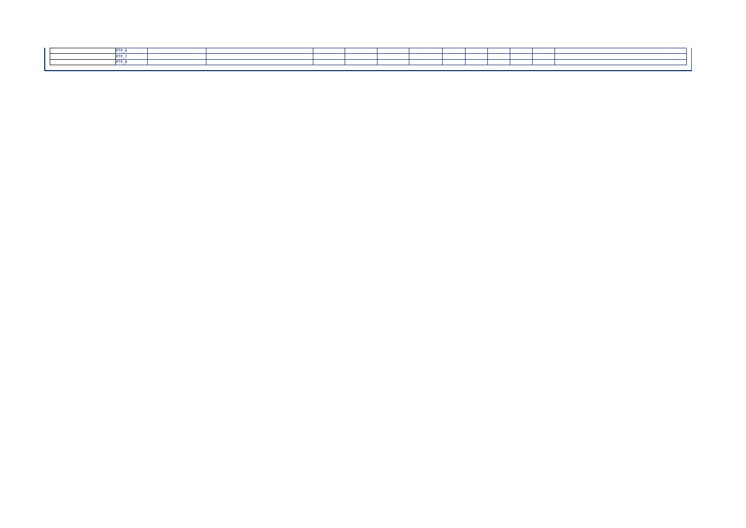| | | | | | | | | | | | | | |
|---|---|---|---|---|---|---|---|---|---|---|---|---|---|
| | PTP_6 | | | | | | | | | | | | |
| | PTP_7 | | | | | | | | | | | | |
| | PTP_8 | | | | | | | | | | | | |